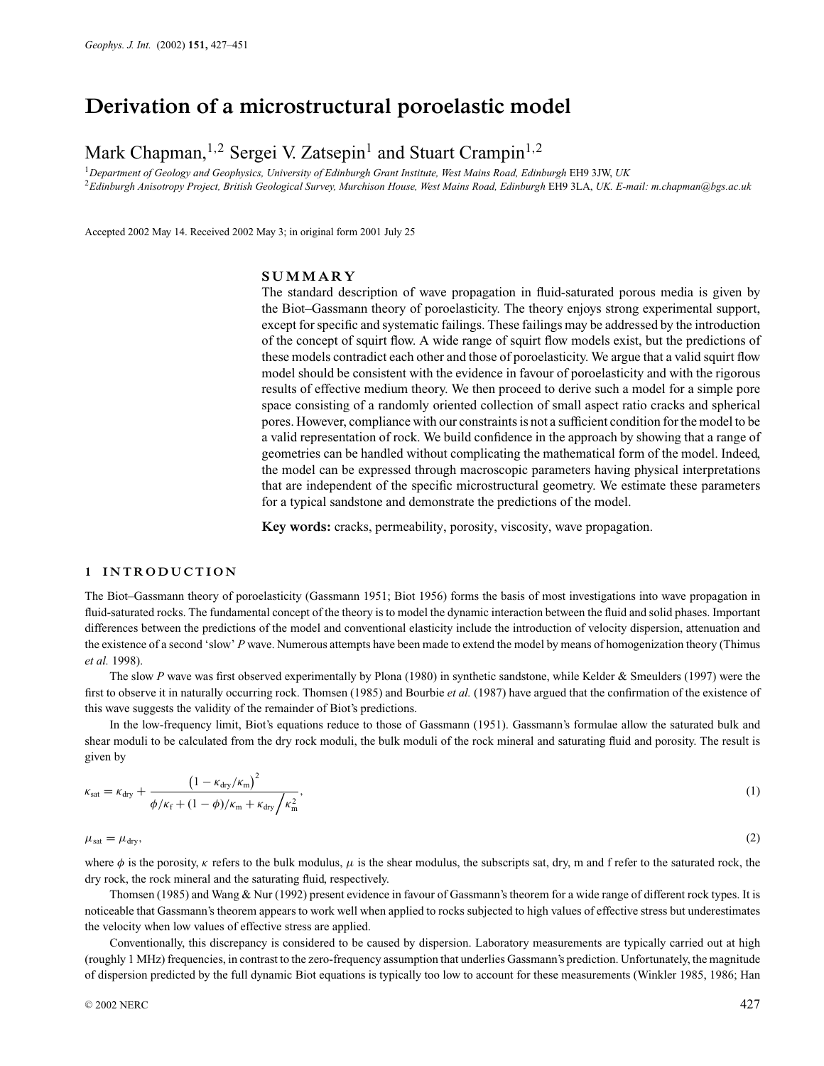# Derivation of a microstructural poroelastic model

Mark Chapman,[1,2] Sergei V. Zatsepin[1] and Stuart Crampin[1,2]

[1] *Department of Geology and Geophysics, University of Edinburgh Grant Institute, West Mains Road, Edinburgh* EH9 3JW, *UK*
[2] *Edinburgh Anisotropy Project, British Geological Survey, Murchison House, West Mains Road, Edinburgh* EH9 3LA, *UK. E-mail: m.chapman@bgs.ac.uk*

Accepted 2002 May 14. Received 2002 May 3; in original form 2001 July 25

## SUMMARY

The standard description of wave propagation in fluid-saturated porous media is given by the Biot–Gassmann theory of poroelasticity. The theory enjoys strong experimental support, except for specific and systematic failings. These failings may be addressed by the introduction of the concept of squirt flow. A wide range of squirt flow models exist, but the predictions of these models contradict each other and those of poroelasticity. We argue that a valid squirt flow model should be consistent with the evidence in favour of poroelasticity and with the rigorous results of effective medium theory. We then proceed to derive such a model for a simple pore space consisting of a randomly oriented collection of small aspect ratio cracks and spherical pores. However, compliance with our constraints is not a sufficient condition for the model to be a valid representation of rock. We build confidence in the approach by showing that a range of geometries can be handled without complicating the mathematical form of the model. Indeed, the model can be expressed through macroscopic parameters having physical interpretations that are independent of the specific microstructural geometry. We estimate these parameters for a typical sandstone and demonstrate the predictions of the model.

**Key words:** cracks, permeability, porosity, viscosity, wave propagation.

## 1 INTRODUCTION

The Biot–Gassmann theory of poroelasticity (Gassmann 1951; Biot 1956) forms the basis of most investigations into wave propagation in fluid-saturated rocks. The fundamental concept of the theory is to model the dynamic interaction between the fluid and solid phases. Important differences between the predictions of the model and conventional elasticity include the introduction of velocity dispersion, attenuation and the existence of a second 'slow' *P* wave. Numerous attempts have been made to extend the model by means of homogenization theory (Thimus *et al.* 1998).

The slow *P* wave was first observed experimentally by Plona (1980) in synthetic sandstone, while Kelder & Smeulders (1997) were the first to observe it in naturally occurring rock. Thomsen (1985) and Bourbie *et al.* (1987) have argued that the confirmation of the existence of this wave suggests the validity of the remainder of Biot's predictions.

In the low-frequency limit, Biot's equations reduce to those of Gassmann (1951). Gassmann's formulae allow the saturated bulk and shear moduli to be calculated from the dry rock moduli, the bulk moduli of the rock mineral and saturating fluid and porosity. The result is given by

$$\kappa_{\mathrm{sat}} = \kappa_{\mathrm{dry}} + \frac{\left(1 - \kappa_{\mathrm{dry}}/\kappa_{\mathrm{m}}\right)^2}{\phi/\kappa_{\mathrm{f}} + (1-\phi)/\kappa_{\mathrm{m}} + \kappa_{\mathrm{dry}}\big/\kappa_{\mathrm{m}}^2}, \tag{1}$$

$$\mu_{\mathrm{sat}} = \mu_{\mathrm{dry}}, \tag{2}$$

where $\phi$ is the porosity, $\kappa$ refers to the bulk modulus, $\mu$ is the shear modulus, the subscripts sat, dry, m and f refer to the saturated rock, the dry rock, the rock mineral and the saturating fluid, respectively.

Thomsen (1985) and Wang & Nur (1992) present evidence in favour of Gassmann's theorem for a wide range of different rock types. It is noticeable that Gassmann's theorem appears to work well when applied to rocks subjected to high values of effective stress but underestimates the velocity when low values of effective stress are applied.

Conventionally, this discrepancy is considered to be caused by dispersion. Laboratory measurements are typically carried out at high (roughly 1 MHz) frequencies, in contrast to the zero-frequency assumption that underlies Gassmann's prediction. Unfortunately, the magnitude of dispersion predicted by the full dynamic Biot equations is typically too low to account for these measurements (Winkler 1985, 1986; Han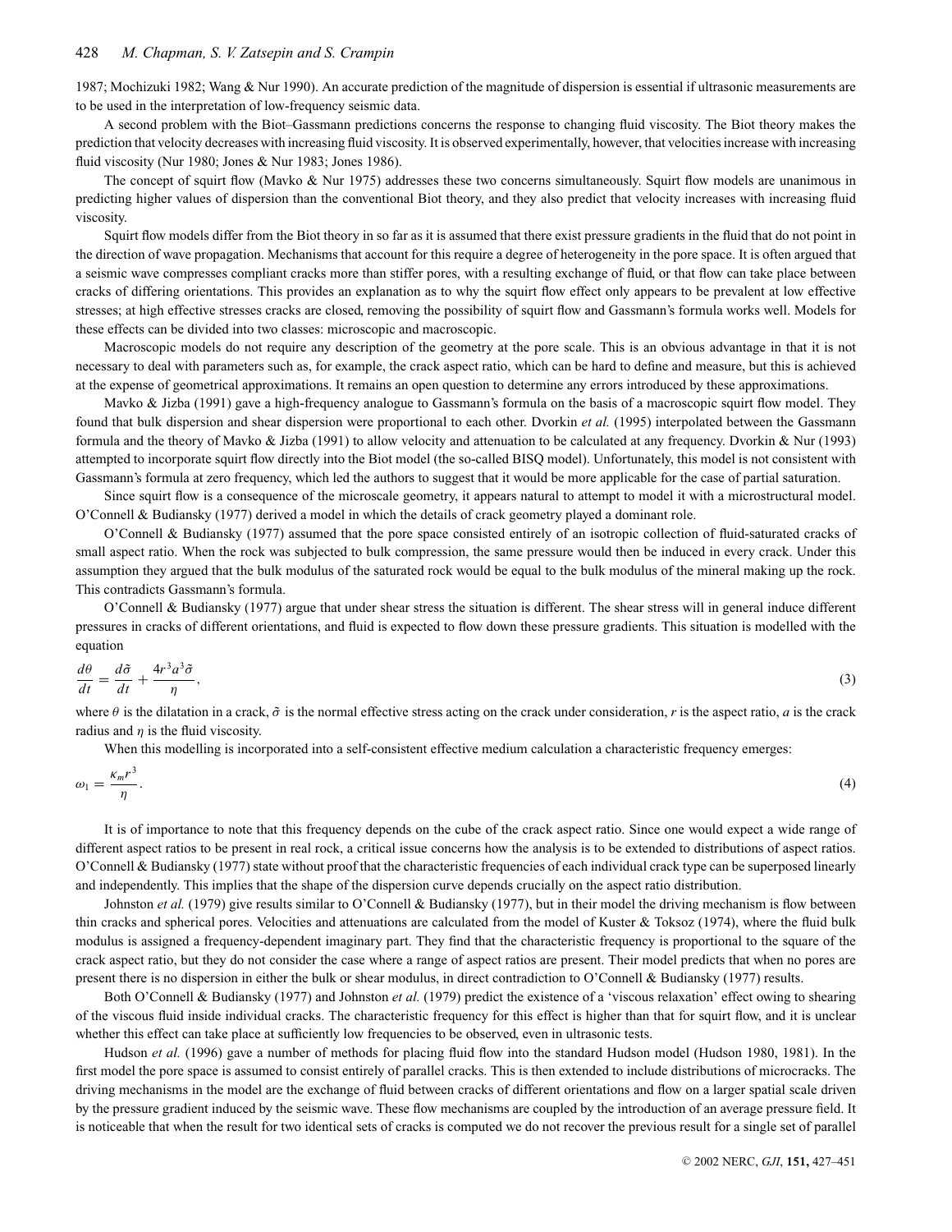1987; Mochizuki 1982; Wang & Nur 1990). An accurate prediction of the magnitude of dispersion is essential if ultrasonic measurements are to be used in the interpretation of low-frequency seismic data.

A second problem with the Biot–Gassmann predictions concerns the response to changing fluid viscosity. The Biot theory makes the prediction that velocity decreases with increasing fluid viscosity. It is observed experimentally, however, that velocities increase with increasing fluid viscosity (Nur 1980; Jones & Nur 1983; Jones 1986).

The concept of squirt flow (Mavko & Nur 1975) addresses these two concerns simultaneously. Squirt flow models are unanimous in predicting higher values of dispersion than the conventional Biot theory, and they also predict that velocity increases with increasing fluid viscosity.

Squirt flow models differ from the Biot theory in so far as it is assumed that there exist pressure gradients in the fluid that do not point in the direction of wave propagation. Mechanisms that account for this require a degree of heterogeneity in the pore space. It is often argued that a seismic wave compresses compliant cracks more than stiffer pores, with a resulting exchange of fluid, or that flow can take place between cracks of differing orientations. This provides an explanation as to why the squirt flow effect only appears to be prevalent at low effective stresses; at high effective stresses cracks are closed, removing the possibility of squirt flow and Gassmann's formula works well. Models for these effects can be divided into two classes: microscopic and macroscopic.

Macroscopic models do not require any description of the geometry at the pore scale. This is an obvious advantage in that it is not necessary to deal with parameters such as, for example, the crack aspect ratio, which can be hard to define and measure, but this is achieved at the expense of geometrical approximations. It remains an open question to determine any errors introduced by these approximations.

Mavko & Jizba (1991) gave a high-frequency analogue to Gassmann's formula on the basis of a macroscopic squirt flow model. They found that bulk dispersion and shear dispersion were proportional to each other. Dvorkin *et al.* (1995) interpolated between the Gassmann formula and the theory of Mavko & Jizba (1991) to allow velocity and attenuation to be calculated at any frequency. Dvorkin & Nur (1993) attempted to incorporate squirt flow directly into the Biot model (the so-called BISQ model). Unfortunately, this model is not consistent with Gassmann's formula at zero frequency, which led the authors to suggest that it would be more applicable for the case of partial saturation.

Since squirt flow is a consequence of the microscale geometry, it appears natural to attempt to model it with a microstructural model. O'Connell & Budiansky (1977) derived a model in which the details of crack geometry played a dominant role.

O'Connell & Budiansky (1977) assumed that the pore space consisted entirely of an isotropic collection of fluid-saturated cracks of small aspect ratio. When the rock was subjected to bulk compression, the same pressure would then be induced in every crack. Under this assumption they argued that the bulk modulus of the saturated rock would be equal to the bulk modulus of the mineral making up the rock. This contradicts Gassmann's formula.

O'Connell & Budiansky (1977) argue that under shear stress the situation is different. The shear stress will in general induce different pressures in cracks of different orientations, and fluid is expected to flow down these pressure gradients. This situation is modelled with the equation

$$\frac{d\theta}{dt} = \frac{d\tilde{\sigma}}{dt} + \frac{4r^3a^3\tilde{\sigma}}{\eta}, \tag{3}$$

where $\theta$ is the dilatation in a crack, $\tilde{\sigma}$ is the normal effective stress acting on the crack under consideration, $r$ is the aspect ratio, $a$ is the crack radius and $\eta$ is the fluid viscosity.

When this modelling is incorporated into a self-consistent effective medium calculation a characteristic frequency emerges:

$$\omega_1 = \frac{\kappa_m r^3}{\eta}. \tag{4}$$

It is of importance to note that this frequency depends on the cube of the crack aspect ratio. Since one would expect a wide range of different aspect ratios to be present in real rock, a critical issue concerns how the analysis is to be extended to distributions of aspect ratios. O'Connell & Budiansky (1977) state without proof that the characteristic frequencies of each individual crack type can be superposed linearly and independently. This implies that the shape of the dispersion curve depends crucially on the aspect ratio distribution.

Johnston *et al.* (1979) give results similar to O'Connell & Budiansky (1977), but in their model the driving mechanism is flow between thin cracks and spherical pores. Velocities and attenuations are calculated from the model of Kuster & Toksoz (1974), where the fluid bulk modulus is assigned a frequency-dependent imaginary part. They find that the characteristic frequency is proportional to the square of the crack aspect ratio, but they do not consider the case where a range of aspect ratios are present. Their model predicts that when no pores are present there is no dispersion in either the bulk or shear modulus, in direct contradiction to O'Connell & Budiansky (1977) results.

Both O'Connell & Budiansky (1977) and Johnston *et al.* (1979) predict the existence of a 'viscous relaxation' effect owing to shearing of the viscous fluid inside individual cracks. The characteristic frequency for this effect is higher than that for squirt flow, and it is unclear whether this effect can take place at sufficiently low frequencies to be observed, even in ultrasonic tests.

Hudson *et al.* (1996) gave a number of methods for placing fluid flow into the standard Hudson model (Hudson 1980, 1981). In the first model the pore space is assumed to consist entirely of parallel cracks. This is then extended to include distributions of microcracks. The driving mechanisms in the model are the exchange of fluid between cracks of different orientations and flow on a larger spatial scale driven by the pressure gradient induced by the seismic wave. These flow mechanisms are coupled by the introduction of an average pressure field. It is noticeable that when the result for two identical sets of cracks is computed we do not recover the previous result for a single set of parallel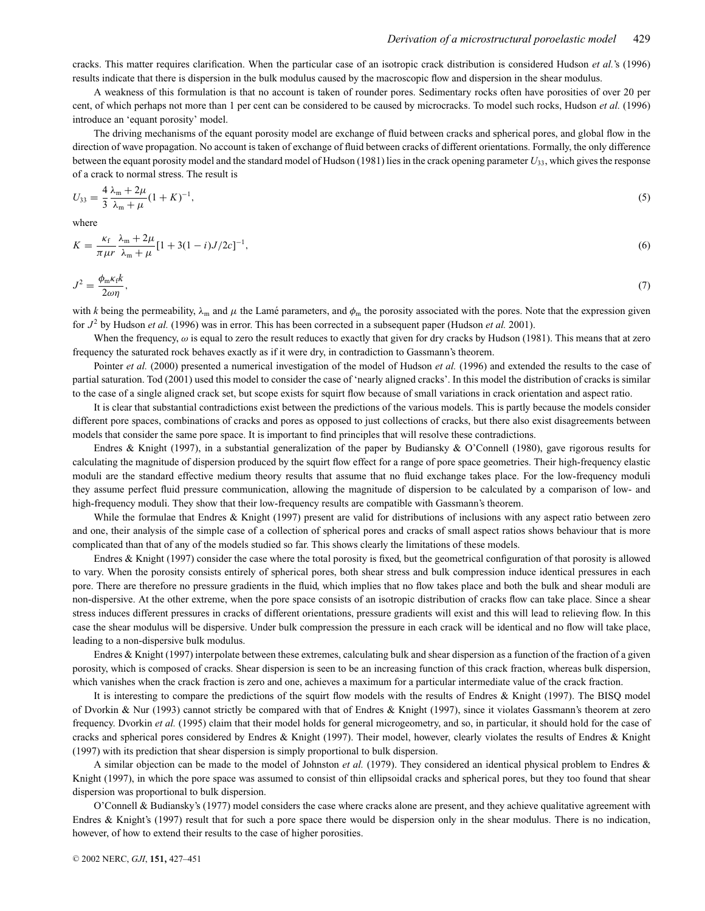cracks. This matter requires clarification. When the particular case of an isotropic crack distribution is considered Hudson *et al.*'s (1996) results indicate that there is dispersion in the bulk modulus caused by the macroscopic flow and dispersion in the shear modulus.

A weakness of this formulation is that no account is taken of rounder pores. Sedimentary rocks often have porosities of over 20 per cent, of which perhaps not more than 1 per cent can be considered to be caused by microcracks. To model such rocks, Hudson *et al.* (1996) introduce an 'equant porosity' model.

The driving mechanisms of the equant porosity model are exchange of fluid between cracks and spherical pores, and global flow in the direction of wave propagation. No account is taken of exchange of fluid between cracks of different orientations. Formally, the only difference between the equant porosity model and the standard model of Hudson (1981) lies in the crack opening parameter $U_{33}$, which gives the response of a crack to normal stress. The result is

$$U_{33} = \frac{4}{3}\frac{\lambda_m + 2\mu}{\lambda_m + \mu}(1 + K)^{-1}, \tag{5}$$

where

$$K = \frac{\kappa_f}{\pi \mu r}\frac{\lambda_m + 2\mu}{\lambda_m + \mu}[1 + 3(1 - i)J/2c]^{-1}, \tag{6}$$

$$J^2 = \frac{\phi_m \kappa_f k}{2\omega\eta}, \tag{7}$$

with $k$ being the permeability, $\lambda_m$ and $\mu$ the Lamé parameters, and $\phi_m$ the porosity associated with the pores. Note that the expression given for $J^2$ by Hudson *et al.* (1996) was in error. This has been corrected in a subsequent paper (Hudson *et al.* 2001).

When the frequency, $\omega$ is equal to zero the result reduces to exactly that given for dry cracks by Hudson (1981). This means that at zero frequency the saturated rock behaves exactly as if it were dry, in contradiction to Gassmann's theorem.

Pointer *et al.* (2000) presented a numerical investigation of the model of Hudson *et al.* (1996) and extended the results to the case of partial saturation. Tod (2001) used this model to consider the case of 'nearly aligned cracks'. In this model the distribution of cracks is similar to the case of a single aligned crack set, but scope exists for squirt flow because of small variations in crack orientation and aspect ratio.

It is clear that substantial contradictions exist between the predictions of the various models. This is partly because the models consider different pore spaces, combinations of cracks and pores as opposed to just collections of cracks, but there also exist disagreements between models that consider the same pore space. It is important to find principles that will resolve these contradictions.

Endres & Knight (1997), in a substantial generalization of the paper by Budiansky & O'Connell (1980), gave rigorous results for calculating the magnitude of dispersion produced by the squirt flow effect for a range of pore space geometries. Their high-frequency elastic moduli are the standard effective medium theory results that assume that no fluid exchange takes place. For the low-frequency moduli they assume perfect fluid pressure communication, allowing the magnitude of dispersion to be calculated by a comparison of low- and high-frequency moduli. They show that their low-frequency results are compatible with Gassmann's theorem.

While the formulae that Endres & Knight (1997) present are valid for distributions of inclusions with any aspect ratio between zero and one, their analysis of the simple case of a collection of spherical pores and cracks of small aspect ratios shows behaviour that is more complicated than that of any of the models studied so far. This shows clearly the limitations of these models.

Endres & Knight (1997) consider the case where the total porosity is fixed, but the geometrical configuration of that porosity is allowed to vary. When the porosity consists entirely of spherical pores, both shear stress and bulk compression induce identical pressures in each pore. There are therefore no pressure gradients in the fluid, which implies that no flow takes place and both the bulk and shear moduli are non-dispersive. At the other extreme, when the pore space consists of an isotropic distribution of cracks flow can take place. Since a shear stress induces different pressures in cracks of different orientations, pressure gradients will exist and this will lead to relieving flow. In this case the shear modulus will be dispersive. Under bulk compression the pressure in each crack will be identical and no flow will take place, leading to a non-dispersive bulk modulus.

Endres & Knight (1997) interpolate between these extremes, calculating bulk and shear dispersion as a function of the fraction of a given porosity, which is composed of cracks. Shear dispersion is seen to be an increasing function of this crack fraction, whereas bulk dispersion, which vanishes when the crack fraction is zero and one, achieves a maximum for a particular intermediate value of the crack fraction.

It is interesting to compare the predictions of the squirt flow models with the results of Endres & Knight (1997). The BISQ model of Dvorkin & Nur (1993) cannot strictly be compared with that of Endres & Knight (1997), since it violates Gassmann's theorem at zero frequency. Dvorkin *et al.* (1995) claim that their model holds for general microgeometry, and so, in particular, it should hold for the case of cracks and spherical pores considered by Endres & Knight (1997). Their model, however, clearly violates the results of Endres & Knight (1997) with its prediction that shear dispersion is simply proportional to bulk dispersion.

A similar objection can be made to the model of Johnston *et al.* (1979). They considered an identical physical problem to Endres & Knight (1997), in which the pore space was assumed to consist of thin ellipsoidal cracks and spherical pores, but they too found that shear dispersion was proportional to bulk dispersion.

O'Connell & Budiansky's (1977) model considers the case where cracks alone are present, and they achieve qualitative agreement with Endres & Knight's (1997) result that for such a pore space there would be dispersion only in the shear modulus. There is no indication, however, of how to extend their results to the case of higher porosities.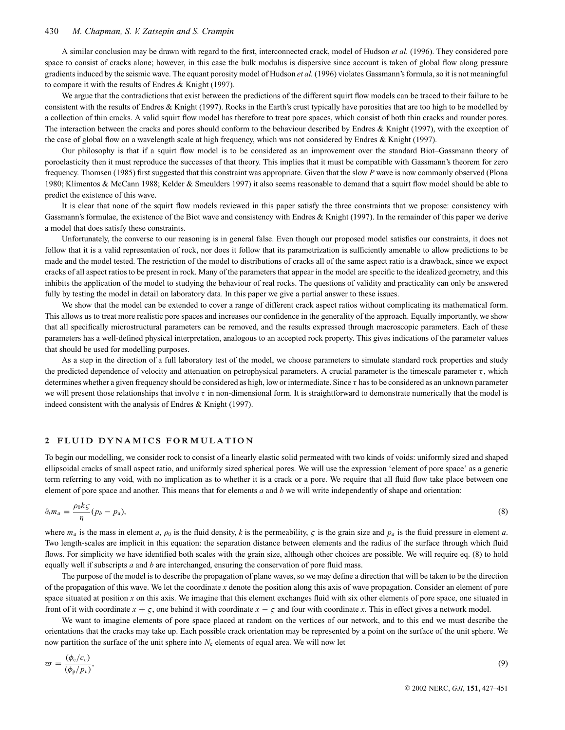A similar conclusion may be drawn with regard to the first, interconnected crack, model of Hudson *et al.* (1996). They considered pore space to consist of cracks alone; however, in this case the bulk modulus is dispersive since account is taken of global flow along pressure gradients induced by the seismic wave. The equant porosity model of Hudson *et al.* (1996) violates Gassmann's formula, so it is not meaningful to compare it with the results of Endres & Knight (1997).

We argue that the contradictions that exist between the predictions of the different squirt flow models can be traced to their failure to be consistent with the results of Endres & Knight (1997). Rocks in the Earth's crust typically have porosities that are too high to be modelled by a collection of thin cracks. A valid squirt flow model has therefore to treat pore spaces, which consist of both thin cracks and rounder pores. The interaction between the cracks and pores should conform to the behaviour described by Endres & Knight (1997), with the exception of the case of global flow on a wavelength scale at high frequency, which was not considered by Endres & Knight (1997).

Our philosophy is that if a squirt flow model is to be considered as an improvement over the standard Biot–Gassmann theory of poroelasticity then it must reproduce the successes of that theory. This implies that it must be compatible with Gassmann's theorem for zero frequency. Thomsen (1985) first suggested that this constraint was appropriate. Given that the slow *P* wave is now commonly observed (Plona 1980; Klimentos & McCann 1988; Kelder & Smeulders 1997) it also seems reasonable to demand that a squirt flow model should be able to predict the existence of this wave.

It is clear that none of the squirt flow models reviewed in this paper satisfy the three constraints that we propose: consistency with Gassmann's formulae, the existence of the Biot wave and consistency with Endres & Knight (1997). In the remainder of this paper we derive a model that does satisfy these constraints.

Unfortunately, the converse to our reasoning is in general false. Even though our proposed model satisfies our constraints, it does not follow that it is a valid representation of rock, nor does it follow that its parametrization is sufficiently amenable to allow predictions to be made and the model tested. The restriction of the model to distributions of cracks all of the same aspect ratio is a drawback, since we expect cracks of all aspect ratios to be present in rock. Many of the parameters that appear in the model are specific to the idealized geometry, and this inhibits the application of the model to studying the behaviour of real rocks. The questions of validity and practicality can only be answered fully by testing the model in detail on laboratory data. In this paper we give a partial answer to these issues.

We show that the model can be extended to cover a range of different crack aspect ratios without complicating its mathematical form. This allows us to treat more realistic pore spaces and increases our confidence in the generality of the approach. Equally importantly, we show that all specifically microstructural parameters can be removed, and the results expressed through macroscopic parameters. Each of these parameters has a well-defined physical interpretation, analogous to an accepted rock property. This gives indications of the parameter values that should be used for modelling purposes.

As a step in the direction of a full laboratory test of the model, we choose parameters to simulate standard rock properties and study the predicted dependence of velocity and attenuation on petrophysical parameters. A crucial parameter is the timescale parameter $\tau$, which determines whether a given frequency should be considered as high, low or intermediate. Since $\tau$ has to be considered as an unknown parameter we will present those relationships that involve $\tau$ in non-dimensional form. It is straightforward to demonstrate numerically that the model is indeed consistent with the analysis of Endres & Knight (1997).

## 2 FLUID DYNAMICS FORMULATION

To begin our modelling, we consider rock to consist of a linearly elastic solid permeated with two kinds of voids: uniformly sized and shaped ellipsoidal cracks of small aspect ratio, and uniformly sized spherical pores. We will use the expression 'element of pore space' as a generic term referring to any void, with no implication as to whether it is a crack or a pore. We require that all fluid flow take place between one element of pore space and another. This means that for elements *a* and *b* we will write independently of shape and orientation:

$$\partial_t m_a = \frac{\rho_0 k \varsigma}{\eta}(p_b - p_a), \tag{8}$$

where $m_a$ is the mass in element *a*, $\rho_0$ is the fluid density, *k* is the permeability, $\varsigma$ is the grain size and $p_a$ is the fluid pressure in element *a*. Two length-scales are implicit in this equation: the separation distance between elements and the radius of the surface through which fluid flows. For simplicity we have identified both scales with the grain size, although other choices are possible. We will require eq. (8) to hold equally well if subscripts *a* and *b* are interchanged, ensuring the conservation of pore fluid mass.

The purpose of the model is to describe the propagation of plane waves, so we may define a direction that will be taken to be the direction of the propagation of this wave. We let the coordinate *x* denote the position along this axis of wave propagation. Consider an element of pore space situated at position *x* on this axis. We imagine that this element exchanges fluid with six other elements of pore space, one situated in front of it with coordinate $x + \varsigma$, one behind it with coordinate $x - \varsigma$ and four with coordinate *x*. This in effect gives a network model.

We want to imagine elements of pore space placed at random on the vertices of our network, and to this end we must describe the orientations that the cracks may take up. Each possible crack orientation may be represented by a point on the surface of the unit sphere. We now partition the surface of the unit sphere into $N_c$ elements of equal area. We will now let

$$\varpi = \frac{(\phi_c / c_v)}{(\phi_p / p_v)}, \tag{9}$$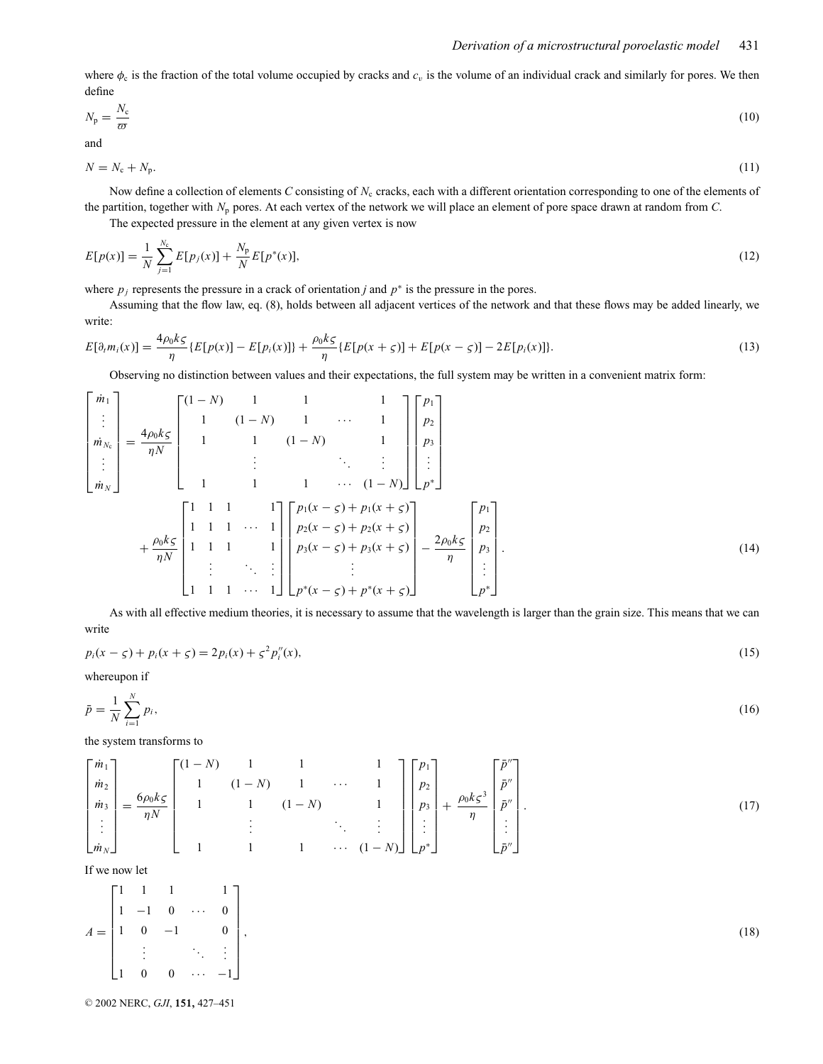where $\phi_c$ is the fraction of the total volume occupied by cracks and $c_v$ is the volume of an individual crack and similarly for pores. We then define

$$N_p = \frac{N_c}{\varpi} \tag{10}$$

and

$$N = N_c + N_p. \tag{11}$$

Now define a collection of elements $C$ consisting of $N_c$ cracks, each with a different orientation corresponding to one of the elements of the partition, together with $N_p$ pores. At each vertex of the network we will place an element of pore space drawn at random from $C$.

The expected pressure in the element at any given vertex is now

$$E[p(x)] = \frac{1}{N}\sum_{j=1}^{N_c} E[p_j(x)] + \frac{N_p}{N}E[p^*(x)], \tag{12}$$

where $p_j$ represents the pressure in a crack of orientation $j$ and $p^*$ is the pressure in the pores.

Assuming that the flow law, eq. (8), holds between all adjacent vertices of the network and that these flows may be added linearly, we write:

$$E[\partial_t m_i(x)] = \frac{4\rho_0 k\varsigma}{\eta}\{E[p(x)] - E[p_i(x)]\} + \frac{\rho_0 k\varsigma}{\eta}\{E[p(x+\varsigma)] + E[p(x-\varsigma)] - 2E[p_i(x)]\}. \tag{13}$$

Observing no distinction between values and their expectations, the full system may be written in a convenient matrix form:

$$\begin{bmatrix} \dot{m}_1 \\ \vdots \\ \dot{m}_{N_c} \\ \vdots \\ \dot{m}_N \end{bmatrix} = \frac{4\rho_0 k\varsigma}{\eta N}\begin{bmatrix} (1-N) & 1 & 1 & & 1 \\ 1 & (1-N) & 1 & \cdots & 1 \\ 1 & 1 & (1-N) & & 1 \\ & \vdots & & \ddots & \vdots \\ 1 & 1 & 1 & \cdots & (1-N) \end{bmatrix}\begin{bmatrix} p_1 \\ p_2 \\ p_3 \\ \vdots \\ p^* \end{bmatrix}$$
$$+ \frac{\rho_0 k\varsigma}{\eta N}\begin{bmatrix} 1 & 1 & 1 & & 1 \\ 1 & 1 & 1 & \cdots & 1 \\ 1 & 1 & 1 & & 1 \\ & \vdots & & \ddots & \vdots \\ 1 & 1 & 1 & \cdots & 1 \end{bmatrix}\begin{bmatrix} p_1(x-\varsigma) + p_1(x+\varsigma) \\ p_2(x-\varsigma) + p_2(x+\varsigma) \\ p_3(x-\varsigma) + p_3(x+\varsigma) \\ \vdots \\ p^*(x-\varsigma) + p^*(x+\varsigma) \end{bmatrix} - \frac{2\rho_0 k\varsigma}{\eta}\begin{bmatrix} p_1 \\ p_2 \\ p_3 \\ \vdots \\ p^* \end{bmatrix}. \tag{14}$$

As with all effective medium theories, it is necessary to assume that the wavelength is larger than the grain size. This means that we can write

$$p_i(x-\varsigma) + p_i(x+\varsigma) = 2p_i(x) + \varsigma^2 p_i''(x), \tag{15}$$

whereupon if

$$\bar{p} = \frac{1}{N}\sum_{i=1}^{N} p_i, \tag{16}$$

the system transforms to

$$\begin{bmatrix} \dot{m}_1 \\ \dot{m}_2 \\ \dot{m}_3 \\ \vdots \\ \dot{m}_N \end{bmatrix} = \frac{6\rho_0 k\varsigma}{\eta N}\begin{bmatrix} (1-N) & 1 & 1 & & 1 \\ 1 & (1-N) & 1 & \cdots & 1 \\ 1 & 1 & (1-N) & & 1 \\ & \vdots & & \ddots & \vdots \\ 1 & 1 & 1 & \cdots & (1-N) \end{bmatrix}\begin{bmatrix} p_1 \\ p_2 \\ p_3 \\ \vdots \\ p^* \end{bmatrix} + \frac{\rho_0 k\varsigma^3}{\eta}\begin{bmatrix} \bar{p}'' \\ \bar{p}'' \\ \bar{p}'' \\ \vdots \\ \bar{p}'' \end{bmatrix}. \tag{17}$$

If we now let

$$A = \begin{bmatrix} 1 & 1 & 1 & & 1 \\ 1 & -1 & 0 & \cdots & 0 \\ 1 & 0 & -1 & & 0 \\ & \vdots & & \ddots & \vdots \\ 1 & 0 & 0 & \cdots & -1 \end{bmatrix}, \tag{18}$$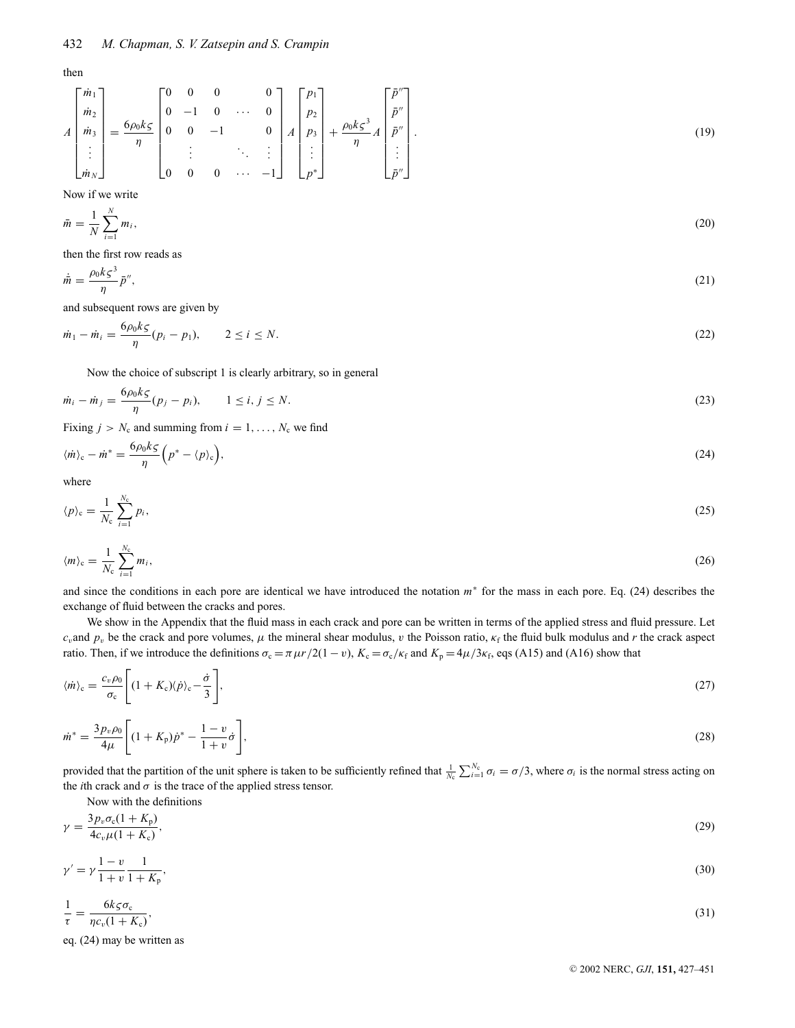then

$$
A\begin{bmatrix} \dot{m}_1 \\ \dot{m}_2 \\ \dot{m}_3 \\ \vdots \\ \dot{m}_N \end{bmatrix} = \frac{6\rho_0 k\varsigma}{\eta}\begin{bmatrix} 0 & 0 & 0 & & 0 \\ 0 & -1 & 0 & \cdots & 0 \\ 0 & 0 & -1 & & 0 \\ & \vdots & & \ddots & \vdots \\ 0 & 0 & 0 & \cdots & -1 \end{bmatrix} A\begin{bmatrix} p_1 \\ p_2 \\ p_3 \\ \vdots \\ p^* \end{bmatrix} + \frac{\rho_0 k\varsigma^3}{\eta} A\begin{bmatrix} \bar{p}'' \\ \bar{p}'' \\ \bar{p}'' \\ \vdots \\ \bar{p}'' \end{bmatrix}. \tag{19}
$$

Now if we write

$$
\bar{m} = \frac{1}{N}\sum_{i=1}^{N} m_i, \tag{20}
$$

then the first row reads as

$$
\dot{\bar{m}} = \frac{\rho_0 k\varsigma^3}{\eta}\bar{p}'', \tag{21}
$$

and subsequent rows are given by

$$
\dot{m}_1 - \dot{m}_i = \frac{6\rho_0 k\varsigma}{\eta}(p_i - p_1), \qquad 2 \leq i \leq N. \tag{22}
$$

Now the choice of subscript 1 is clearly arbitrary, so in general

$$
\dot{m}_i - \dot{m}_j = \frac{6\rho_0 k\varsigma}{\eta}(p_j - p_i), \qquad 1 \leq i, j \leq N. \tag{23}
$$

Fixing $j > N_c$ and summing from $i = 1, \ldots, N_c$ we find

$$
\langle \dot{m} \rangle_c - \dot{m}^* = \frac{6\rho_0 k\varsigma}{\eta}\left(p^* - \langle p \rangle_c\right), \tag{24}
$$

where

$$
\langle p \rangle_c = \frac{1}{N_c}\sum_{i=1}^{N_c} p_i, \tag{25}
$$

$$
\langle m \rangle_c = \frac{1}{N_c}\sum_{i=1}^{N_c} m_i, \tag{26}
$$

and since the conditions in each pore are identical we have introduced the notation $m^*$ for the mass in each pore. Eq. (24) describes the exchange of fluid between the cracks and pores.

We show in the Appendix that the fluid mass in each crack and pore can be written in terms of the applied stress and fluid pressure. Let $c_v$ and $p_v$ be the crack and pore volumes, $\mu$ the mineral shear modulus, $v$ the Poisson ratio, $\kappa_f$ the fluid bulk modulus and $r$ the crack aspect ratio. Then, if we introduce the definitions $\sigma_c = \pi\mu r/2(1-v)$, $K_c = \sigma_c/\kappa_f$ and $K_p = 4\mu/3\kappa_f$, eqs (A15) and (A16) show that

$$
\langle \dot{m} \rangle_c = \frac{c_v \rho_0}{\sigma_c}\left[(1+K_c)\langle \dot{p} \rangle_c - \frac{\dot{\sigma}}{3}\right], \tag{27}
$$

$$
\dot{m}^* = \frac{3p_v\rho_0}{4\mu}\left[(1+K_p)\dot{p}^* - \frac{1-v}{1+v}\dot{\sigma}\right], \tag{28}
$$

provided that the partition of the unit sphere is taken to be sufficiently refined that $\frac{1}{N_c}\sum_{i=1}^{N_c}\sigma_i = \sigma/3$, where $\sigma_i$ is the normal stress acting on the $i$th crack and $\sigma$ is the trace of the applied stress tensor.

Now with the definitions

$$
\gamma = \frac{3p_v\sigma_c(1+K_p)}{4c_v\mu(1+K_c)}, \tag{29}
$$

$$
\gamma' = \gamma\frac{1-v}{1+v}\frac{1}{1+K_p}, \tag{30}
$$

$$
\frac{1}{\tau} = \frac{6k\varsigma\sigma_c}{\eta c_v(1+K_c)}, \tag{31}
$$

eq. (24) may be written as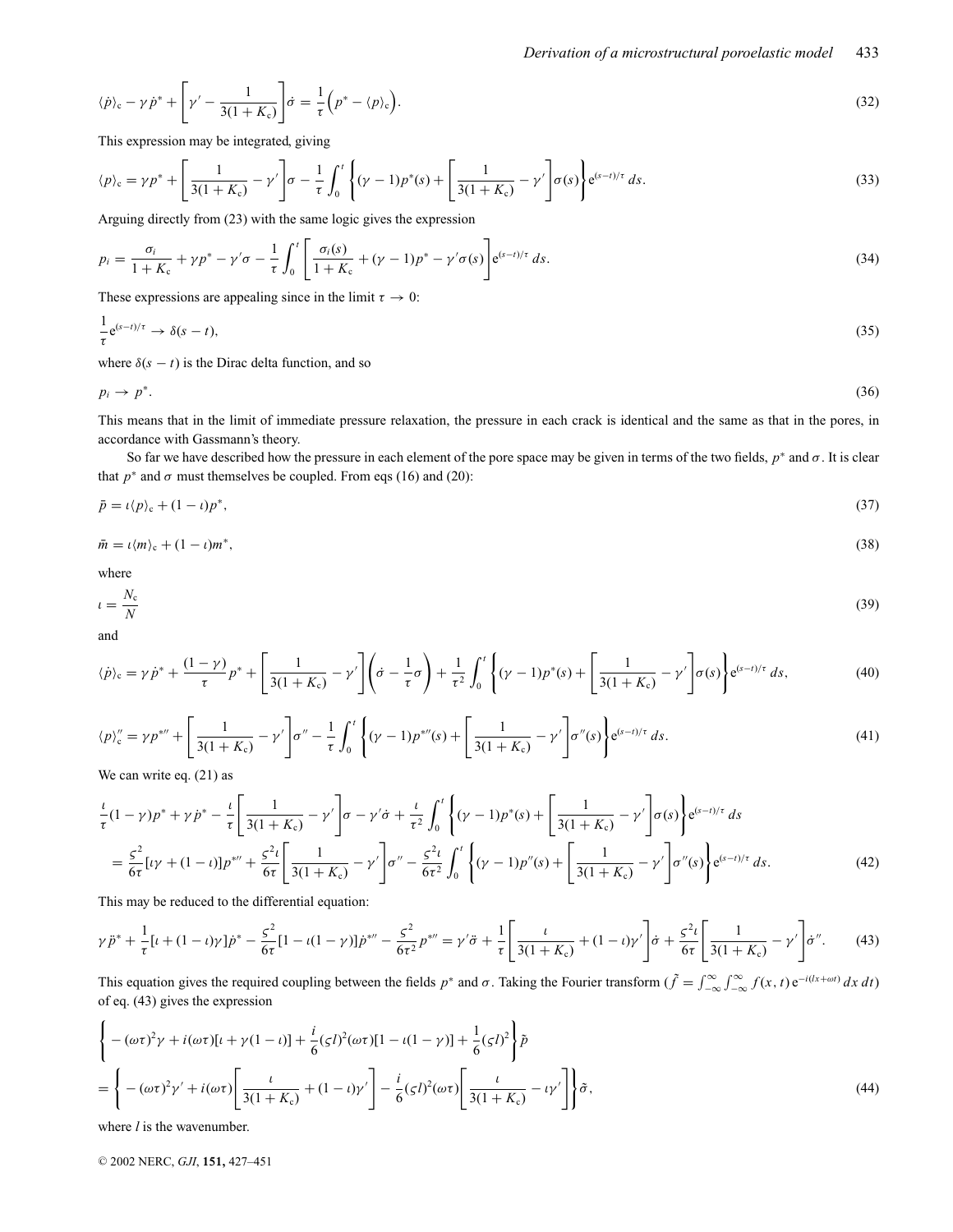$$\langle \dot{p} \rangle_c - \gamma \dot{p}^* + \left[\gamma' - \frac{1}{3(1+K_c)}\right]\dot{\sigma} = \frac{1}{\tau}\Big(p^* - \langle p \rangle_c\Big). \tag{32}$$

This expression may be integrated, giving

$$\langle p \rangle_c = \gamma p^* + \left[\frac{1}{3(1+K_c)} - \gamma'\right]\sigma - \frac{1}{\tau}\int_0^t \left\{(\gamma - 1)p^*(s) + \left[\frac{1}{3(1+K_c)} - \gamma'\right]\sigma(s)\right\} e^{(s-t)/\tau}\, ds. \tag{33}$$

Arguing directly from (23) with the same logic gives the expression

$$p_i = \frac{\sigma_i}{1+K_c} + \gamma p^* - \gamma'\sigma - \frac{1}{\tau}\int_0^t \left[\frac{\sigma_i(s)}{1+K_c} + (\gamma - 1)p^* - \gamma'\sigma(s)\right] e^{(s-t)/\tau}\, ds. \tag{34}$$

These expressions are appealing since in the limit $\tau \to 0$:

$$\frac{1}{\tau} e^{(s-t)/\tau} \to \delta(s-t), \tag{35}$$

where $\delta(s-t)$ is the Dirac delta function, and so

$$p_i \to p^*. \tag{36}$$

This means that in the limit of immediate pressure relaxation, the pressure in each crack is identical and the same as that in the pores, in accordance with Gassmann's theory.

So far we have described how the pressure in each element of the pore space may be given in terms of the two fields, $p^*$ and $\sigma$. It is clear that $p^*$ and $\sigma$ must themselves be coupled. From eqs (16) and (20):

$$\bar{p} = \iota \langle p \rangle_c + (1-\iota)p^*, \tag{37}$$

$$\bar{m} = \iota \langle m \rangle_c + (1-\iota)m^*, \tag{38}$$

where

$$\iota = \frac{N_c}{N} \tag{39}$$

and

$$\langle \dot{p} \rangle_c = \gamma \dot{p}^* + \frac{(1-\gamma)}{\tau}p^* + \left[\frac{1}{3(1+K_c)} - \gamma'\right]\left(\dot{\sigma} - \frac{1}{\tau}\sigma\right) + \frac{1}{\tau^2}\int_0^t \left\{(\gamma - 1)p^*(s) + \left[\frac{1}{3(1+K_c)} - \gamma'\right]\sigma(s)\right\} e^{(s-t)/\tau}\, ds, \tag{40}$$

$$\langle p \rangle_c'' = \gamma p^{*\prime\prime} + \left[\frac{1}{3(1+K_c)} - \gamma'\right]\sigma'' - \frac{1}{\tau}\int_0^t \left\{(\gamma - 1)p^{*\prime\prime}(s) + \left[\frac{1}{3(1+K_c)} - \gamma'\right]\sigma''(s)\right\} e^{(s-t)/\tau}\, ds. \tag{41}$$

We can write eq. (21) as

$$\begin{aligned}
&\frac{\iota}{\tau}(1-\gamma)p^* + \gamma \dot{p}^* - \frac{\iota}{\tau}\left[\frac{1}{3(1+K_c)} - \gamma'\right]\sigma - \gamma'\dot{\sigma} + \frac{\iota}{\tau^2}\int_0^t \left\{(\gamma - 1)p^*(s) + \left[\frac{1}{3(1+K_c)} - \gamma'\right]\sigma(s)\right\} e^{(s-t)/\tau}\, ds \\
&= \frac{\varsigma^2}{6\tau}[\iota\gamma + (1-\iota)]p^{*\prime\prime} + \frac{\varsigma^2 \iota}{6\tau}\left[\frac{1}{3(1+K_c)} - \gamma'\right]\sigma'' - \frac{\varsigma^2 \iota}{6\tau^2}\int_0^t \left\{(\gamma - 1)p''(s) + \left[\frac{1}{3(1+K_c)} - \gamma'\right]\sigma''(s)\right\} e^{(s-t)/\tau}\, ds.
\end{aligned} \tag{42}$$

This may be reduced to the differential equation:

$$\gamma \ddot{p}^* + \frac{1}{\tau}[\iota + (1-\iota)\gamma]\dot{p}^* - \frac{\varsigma^2}{6\tau}[1 - \iota(1-\gamma)]\dot{p}^{*\prime\prime} - \frac{\varsigma^2}{6\tau^2}p^{*\prime\prime} = \gamma'\ddot{\sigma} + \frac{1}{\tau}\left[\frac{\iota}{3(1+K_c)} + (1-\iota)\gamma'\right]\dot{\sigma} + \frac{\varsigma^2 \iota}{6\tau}\left[\frac{1}{3(1+K_c)} - \gamma'\right]\dot{\sigma}''. \tag{43}$$

This equation gives the required coupling between the fields $p^*$ and $\sigma$. Taking the Fourier transform ($\tilde{f} = \int_{-\infty}^{\infty}\int_{-\infty}^{\infty} f(x,t)\, e^{-i(lx+\omega t)}\, dx\, dt$) of eq. (43) gives the expression

$$\begin{aligned}
&\left\{-(\omega\tau)^2\gamma + i(\omega\tau)[\iota + \gamma(1-\iota)] + \frac{i}{6}(\varsigma l)^2(\omega\tau)[1 - \iota(1-\gamma)] + \frac{1}{6}(\varsigma l)^2\right\}\tilde{p} \\
&= \left\{-(\omega\tau)^2\gamma' + i(\omega\tau)\left[\frac{\iota}{3(1+K_c)} + (1-\iota)\gamma'\right] - \frac{i}{6}(\varsigma l)^2(\omega\tau)\left[\frac{\iota}{3(1+K_c)} - \iota\gamma'\right]\right\}\tilde{\sigma},
\end{aligned} \tag{44}$$

where $l$ is the wavenumber.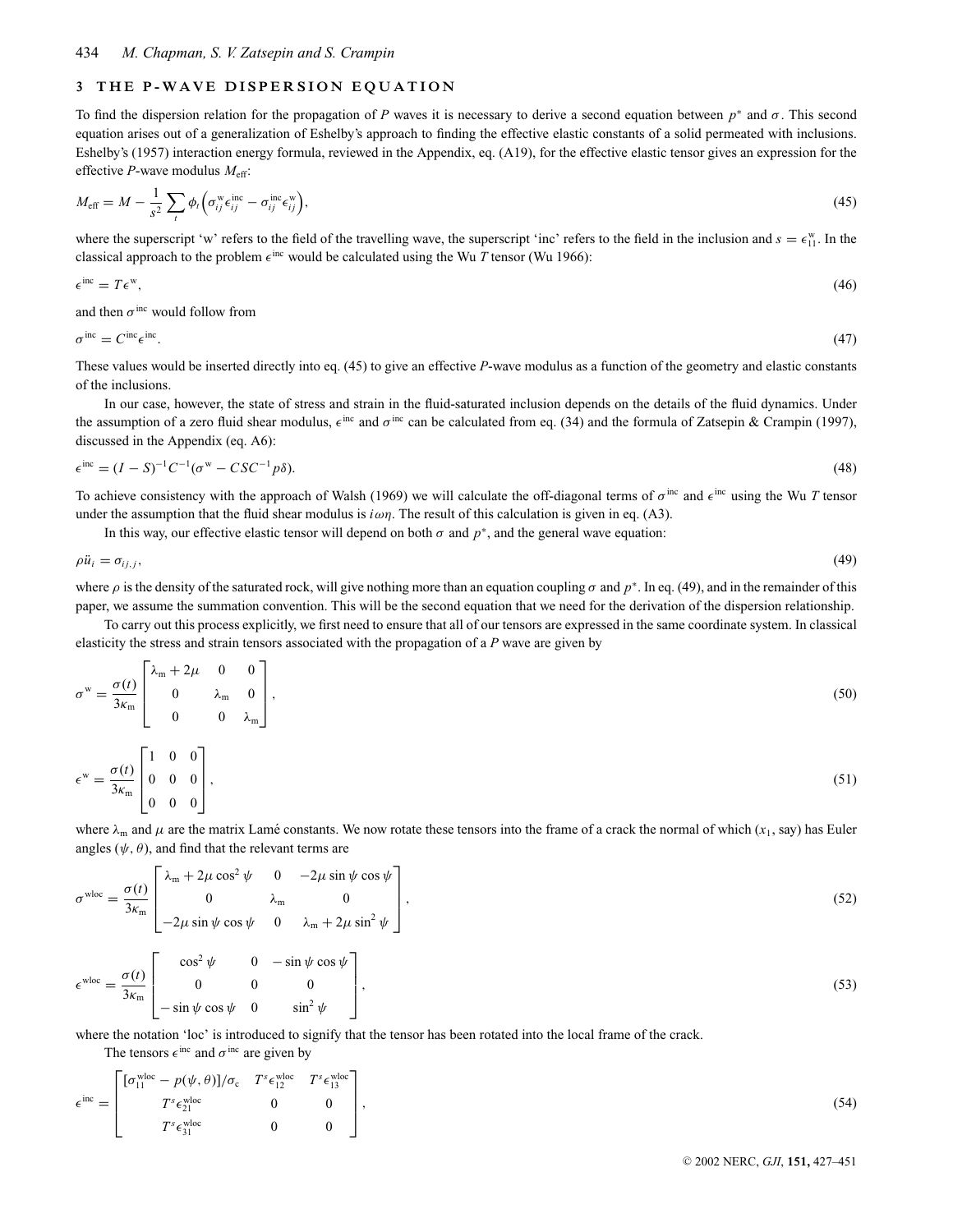## 3 THE P-WAVE DISPERSION EQUATION

To find the dispersion relation for the propagation of $P$ waves it is necessary to derive a second equation between $p^*$ and $\sigma$. This second equation arises out of a generalization of Eshelby's approach to finding the effective elastic constants of a solid permeated with inclusions. Eshelby's (1957) interaction energy formula, reviewed in the Appendix, eq. (A19), for the effective elastic tensor gives an expression for the effective $P$-wave modulus $M_{\text{eff}}$:

$$M_{\text{eff}} = M - \frac{1}{s^2} \sum_t \phi_t \left( \sigma_{ij}^{\text{w}} \epsilon_{ij}^{\text{inc}} - \sigma_{ij}^{\text{inc}} \epsilon_{ij}^{\text{w}} \right), \tag{45}$$

where the superscript 'w' refers to the field of the travelling wave, the superscript 'inc' refers to the field in the inclusion and $s = \epsilon_{11}^{\text{w}}$. In the classical approach to the problem $\epsilon^{\text{inc}}$ would be calculated using the Wu $T$ tensor (Wu 1966):

$$\epsilon^{\text{inc}} = T\epsilon^{\text{w}}, \tag{46}$$

and then $\sigma^{\text{inc}}$ would follow from

$$\sigma^{\text{inc}} = C^{\text{inc}} \epsilon^{\text{inc}}. \tag{47}$$

These values would be inserted directly into eq. (45) to give an effective $P$-wave modulus as a function of the geometry and elastic constants of the inclusions.

In our case, however, the state of stress and strain in the fluid-saturated inclusion depends on the details of the fluid dynamics. Under the assumption of a zero fluid shear modulus, $\epsilon^{\text{inc}}$ and $\sigma^{\text{inc}}$ can be calculated from eq. (34) and the formula of Zatsepin & Crampin (1997), discussed in the Appendix (eq. A6):

$$\epsilon^{\text{inc}} = (I - S)^{-1} C^{-1} (\sigma^{\text{w}} - CSC^{-1} p\delta). \tag{48}$$

To achieve consistency with the approach of Walsh (1969) we will calculate the off-diagonal terms of $\sigma^{\text{inc}}$ and $\epsilon^{\text{inc}}$ using the Wu $T$ tensor under the assumption that the fluid shear modulus is $i\omega\eta$. The result of this calculation is given in eq. (A3).

In this way, our effective elastic tensor will depend on both $\sigma$ and $p^*$, and the general wave equation:

$$\rho \ddot{u}_i = \sigma_{ij,j}, \tag{49}$$

where $\rho$ is the density of the saturated rock, will give nothing more than an equation coupling $\sigma$ and $p^*$. In eq. (49), and in the remainder of this paper, we assume the summation convention. This will be the second equation that we need for the derivation of the dispersion relationship.

To carry out this process explicitly, we first need to ensure that all of our tensors are expressed in the same coordinate system. In classical elasticity the stress and strain tensors associated with the propagation of a $P$ wave are given by

$$\sigma^{\text{w}} = \frac{\sigma(t)}{3\kappa_{\text{m}}} \begin{bmatrix} \lambda_{\text{m}} + 2\mu & 0 & 0 \\ 0 & \lambda_{\text{m}} & 0 \\ 0 & 0 & \lambda_{\text{m}} \end{bmatrix}, \tag{50}$$

$$\epsilon^{\text{w}} = \frac{\sigma(t)}{3\kappa_{\text{m}}} \begin{bmatrix} 1 & 0 & 0 \\ 0 & 0 & 0 \\ 0 & 0 & 0 \end{bmatrix}, \tag{51}$$

where $\lambda_{\text{m}}$ and $\mu$ are the matrix Lamé constants. We now rotate these tensors into the frame of a crack the normal of which ($x_1$, say) has Euler angles $(\psi, \theta)$, and find that the relevant terms are

$$\sigma^{\text{wloc}} = \frac{\sigma(t)}{3\kappa_{\text{m}}} \begin{bmatrix} \lambda_{\text{m}} + 2\mu \cos^2\psi & 0 & -2\mu \sin\psi \cos\psi \\ 0 & \lambda_{\text{m}} & 0 \\ -2\mu \sin\psi \cos\psi & 0 & \lambda_{\text{m}} + 2\mu \sin^2\psi \end{bmatrix}, \tag{52}$$

$$\epsilon^{\text{wloc}} = \frac{\sigma(t)}{3\kappa_{\text{m}}} \begin{bmatrix} \cos^2\psi & 0 & -\sin\psi \cos\psi \\ 0 & 0 & 0 \\ -\sin\psi \cos\psi & 0 & \sin^2\psi \end{bmatrix}, \tag{53}$$

where the notation 'loc' is introduced to signify that the tensor has been rotated into the local frame of the crack.

The tensors $\epsilon^{\text{inc}}$ and $\sigma^{\text{inc}}$ are given by

$$\epsilon^{\text{inc}} = \begin{bmatrix} [\sigma_{11}^{\text{wloc}} - p(\psi, \theta)]/\sigma_{\text{c}} & T^s \epsilon_{12}^{\text{wloc}} & T^s \epsilon_{13}^{\text{wloc}} \\ T^s \epsilon_{21}^{\text{wloc}} & 0 & 0 \\ T^s \epsilon_{31}^{\text{wloc}} & 0 & 0 \end{bmatrix}, \tag{54}$$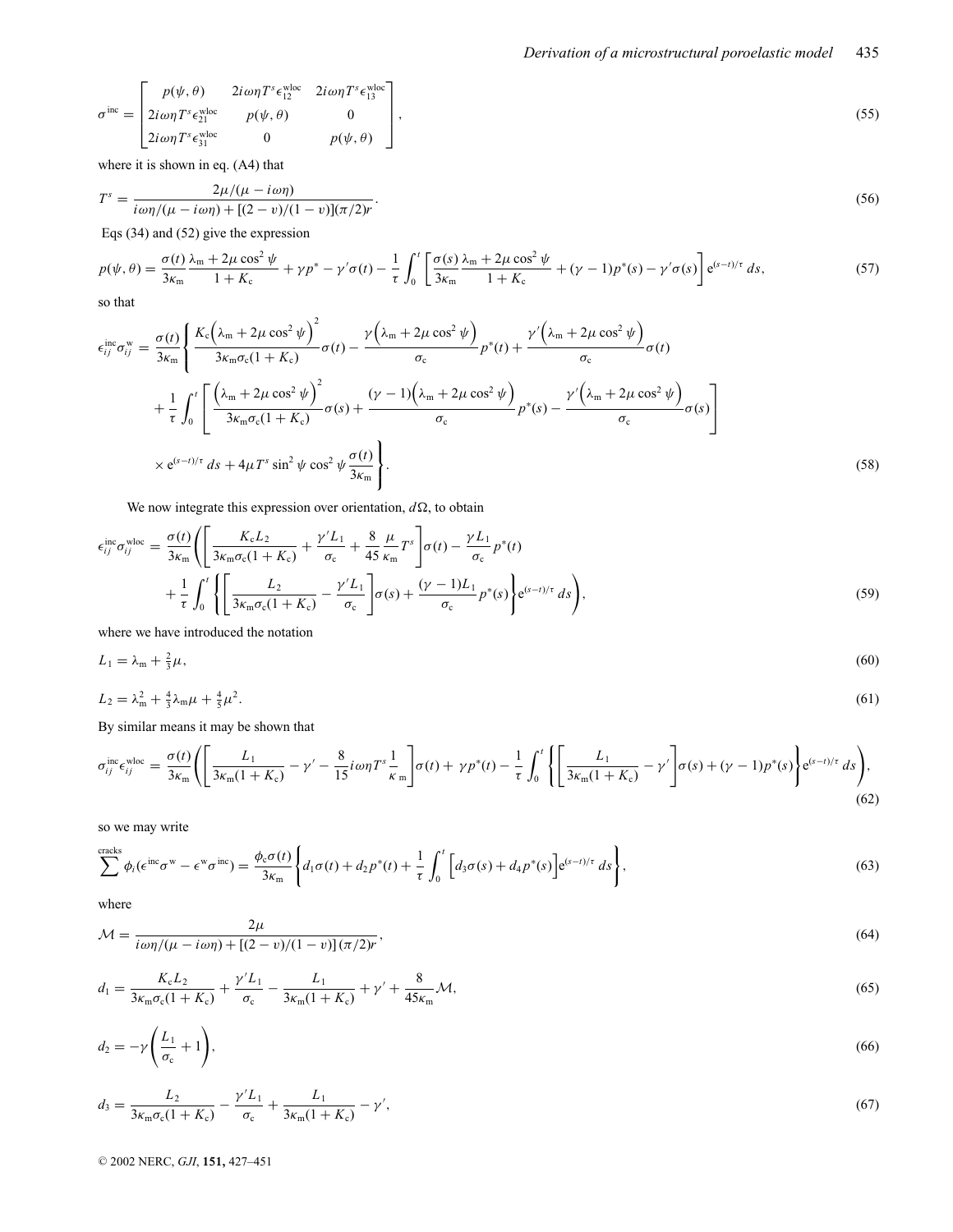$$
\sigma^{\text{inc}} = \begin{bmatrix} p(\psi,\theta) & 2i\omega\eta T^s\epsilon_{12}^{\text{wloc}} & 2i\omega\eta T^s\epsilon_{13}^{\text{wloc}} \\ 2i\omega\eta T^s\epsilon_{21}^{\text{wloc}} & p(\psi,\theta) & 0 \\ 2i\omega\eta T^s\epsilon_{31}^{\text{wloc}} & 0 & p(\psi,\theta) \end{bmatrix}, \tag{55}
$$

where it is shown in eq. (A4) that

$$
T^s = \frac{2\mu/(\mu - i\omega\eta)}{i\omega\eta/(\mu - i\omega\eta) + [(2-\upsilon)/(1-\upsilon)](\pi/2)r}. \tag{56}
$$

Eqs (34) and (52) give the expression

$$
p(\psi,\theta) = \frac{\sigma(t)}{3\kappa_{\text{m}}}\frac{\lambda_{\text{m}} + 2\mu\cos^2\psi}{1+K_{\text{c}}} + \gamma p^* - \gamma'\sigma(t) - \frac{1}{\tau}\int_0^t \left[\frac{\sigma(s)}{3\kappa_{\text{m}}}\frac{\lambda_{\text{m}} + 2\mu\cos^2\psi}{1+K_{\text{c}}} + (\gamma-1)p^*(s) - \gamma'\sigma(s)\right]\text{e}^{(s-t)/\tau}\,ds, \tag{57}
$$

so that

$$
\begin{aligned}
\epsilon_{ij}^{\text{inc}}\sigma_{ij}^{\text{w}} = \frac{\sigma(t)}{3\kappa_{\text{m}}}\Bigg\{ & \frac{K_{\text{c}}\left(\lambda_{\text{m}} + 2\mu\cos^2\psi\right)^2}{3\kappa_{\text{m}}\sigma_{\text{c}}(1+K_{\text{c}})}\sigma(t) - \frac{\gamma\left(\lambda_{\text{m}} + 2\mu\cos^2\psi\right)}{\sigma_{\text{c}}}p^*(t) + \frac{\gamma'\left(\lambda_{\text{m}} + 2\mu\cos^2\psi\right)}{\sigma_{\text{c}}}\sigma(t) \\
& + \frac{1}{\tau}\int_0^t \left[\frac{\left(\lambda_{\text{m}} + 2\mu\cos^2\psi\right)^2}{3\kappa_{\text{m}}\sigma_{\text{c}}(1+K_{\text{c}})}\sigma(s) + \frac{(\gamma-1)\left(\lambda_{\text{m}} + 2\mu\cos^2\psi\right)}{\sigma_{\text{c}}}p^*(s) - \frac{\gamma'\left(\lambda_{\text{m}} + 2\mu\cos^2\psi\right)}{\sigma_{\text{c}}}\sigma(s)\right] \\
& \times \text{e}^{(s-t)/\tau}\,ds + 4\mu T^s\sin^2\psi\cos^2\psi\frac{\sigma(t)}{3\kappa_{\text{m}}}\Bigg\}.
\end{aligned} \tag{58}
$$

We now integrate this expression over orientation, $d\Omega$, to obtain

$$
\begin{aligned}
\epsilon_{ij}^{\text{inc}}\sigma_{ij}^{\text{wloc}} = \frac{\sigma(t)}{3\kappa_{\text{m}}}\Bigg( & \left[\frac{K_{\text{c}}L_2}{3\kappa_{\text{m}}\sigma_{\text{c}}(1+K_{\text{c}})} + \frac{\gamma' L_1}{\sigma_{\text{c}}} + \frac{8}{45}\frac{\mu}{\kappa_{\text{m}}}T^s\right]\sigma(t) - \frac{\gamma L_1}{\sigma_{\text{c}}}p^*(t) \\
& + \frac{1}{\tau}\int_0^t \left\{\left[\frac{L_2}{3\kappa_{\text{m}}\sigma_{\text{c}}(1+K_{\text{c}})} - \frac{\gamma' L_1}{\sigma_{\text{c}}}\right]\sigma(s) + \frac{(\gamma-1)L_1}{\sigma_{\text{c}}}p^*(s)\right\}\text{e}^{(s-t)/\tau}\,ds\Bigg),
\end{aligned} \tag{59}
$$

where we have introduced the notation

$$
L_1 = \lambda_{\text{m}} + \tfrac{2}{3}\mu, \tag{60}
$$

$$
L_2 = \lambda_{\text{m}}^2 + \tfrac{4}{3}\lambda_{\text{m}}\mu + \tfrac{4}{5}\mu^2. \tag{61}
$$

By similar means it may be shown that

$$
\sigma_{ij}^{\text{inc}}\epsilon_{ij}^{\text{wloc}} = \frac{\sigma(t)}{3\kappa_{\text{m}}}\left(\left[\frac{L_1}{3\kappa_{\text{m}}(1+K_{\text{c}})} - \gamma' - \frac{8}{15}i\omega\eta T^s\frac{1}{\kappa_{\text{m}}}\right]\sigma(t) + \gamma p^*(t) - \frac{1}{\tau}\int_0^t\left\{\left[\frac{L_1}{3\kappa_{\text{m}}(1+K_{\text{c}})} - \gamma'\right]\sigma(s) + (\gamma-1)p^*(s)\right\}\text{e}^{(s-t)/\tau}\,ds\right), \tag{62}
$$

so we may write

$$
\sum^{\text{cracks}}\phi_i(\epsilon^{\text{inc}}\sigma^{\text{w}} - \epsilon^{\text{w}}\sigma^{\text{inc}}) = \frac{\phi_{\text{c}}\sigma(t)}{3\kappa_{\text{m}}}\left\{d_1\sigma(t) + d_2 p^*(t) + \frac{1}{\tau}\int_0^t\left[d_3\sigma(s) + d_4 p^*(s)\right]\text{e}^{(s-t)/\tau}\,ds\right\}, \tag{63}
$$

where

$$
\mathcal{M} = \frac{2\mu}{i\omega\eta/(\mu - i\omega\eta) + [(2-\upsilon)/(1-\upsilon)](\pi/2)r}, \tag{64}
$$

$$
d_1 = \frac{K_{\text{c}}L_2}{3\kappa_{\text{m}}\sigma_{\text{c}}(1+K_{\text{c}})} + \frac{\gamma' L_1}{\sigma_{\text{c}}} - \frac{L_1}{3\kappa_{\text{m}}(1+K_{\text{c}})} + \gamma' + \frac{8}{45\kappa_{\text{m}}}\mathcal{M}, \tag{65}
$$

$$
d_2 = -\gamma\left(\frac{L_1}{\sigma_{\text{c}}} + 1\right), \tag{66}
$$

$$
d_3 = \frac{L_2}{3\kappa_{\text{m}}\sigma_{\text{c}}(1+K_{\text{c}})} - \frac{\gamma' L_1}{\sigma_{\text{c}}} + \frac{L_1}{3\kappa_{\text{m}}(1+K_{\text{c}})} - \gamma', \tag{67}
$$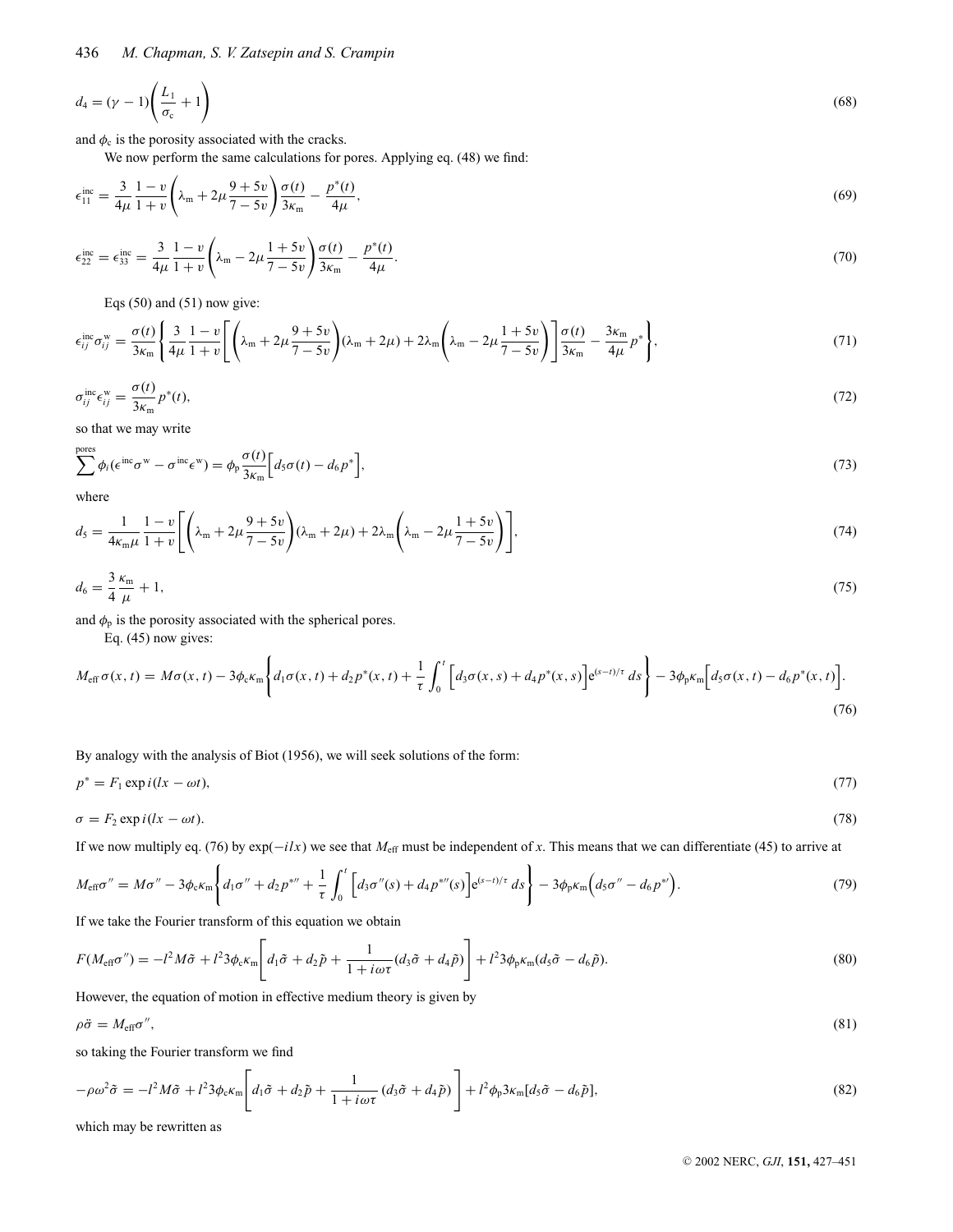$$d_4 = (\gamma - 1)\left(\frac{L_1}{\sigma_c} + 1\right) \tag{68}$$

and $\phi_c$ is the porosity associated with the cracks.

We now perform the same calculations for pores. Applying eq. (48) we find:

$$\epsilon_{11}^{\text{inc}} = \frac{3}{4\mu}\frac{1-v}{1+v}\left(\lambda_m + 2\mu\frac{9+5v}{7-5v}\right)\frac{\sigma(t)}{3\kappa_m} - \frac{p^*(t)}{4\mu}, \tag{69}$$

$$\epsilon_{22}^{\text{inc}} = \epsilon_{33}^{\text{inc}} = \frac{3}{4\mu}\frac{1-v}{1+v}\left(\lambda_m - 2\mu\frac{1+5v}{7-5v}\right)\frac{\sigma(t)}{3\kappa_m} - \frac{p^*(t)}{4\mu}. \tag{70}$$

Eqs (50) and (51) now give:

$$\epsilon_{ij}^{\text{inc}}\sigma_{ij}^{\text{w}} = \frac{\sigma(t)}{3\kappa_m}\left\{\frac{3}{4\mu}\frac{1-v}{1+v}\left[\left(\lambda_m + 2\mu\frac{9+5v}{7-5v}\right)(\lambda_m + 2\mu) + 2\lambda_m\left(\lambda_m - 2\mu\frac{1+5v}{7-5v}\right)\right]\frac{\sigma(t)}{3\kappa_m} - \frac{3\kappa_m}{4\mu}p^*\right\}, \tag{71}$$

$$\sigma_{ij}^{\text{inc}}\epsilon_{ij}^{\text{w}} = \frac{\sigma(t)}{3\kappa_m}p^*(t), \tag{72}$$

so that we may write

$$\sum^{\text{pores}}\phi_i(\epsilon^{\text{inc}}\sigma^{\text{w}} - \sigma^{\text{inc}}\epsilon^{\text{w}}) = \phi_p\frac{\sigma(t)}{3\kappa_m}\Big[d_5\sigma(t) - d_6 p^*\Big], \tag{73}$$

where

$$d_5 = \frac{1}{4\kappa_m\mu}\frac{1-v}{1+v}\left[\left(\lambda_m + 2\mu\frac{9+5v}{7-5v}\right)(\lambda_m + 2\mu) + 2\lambda_m\left(\lambda_m - 2\mu\frac{1+5v}{7-5v}\right)\right], \tag{74}$$

$$d_6 = \frac{3}{4}\frac{\kappa_m}{\mu} + 1, \tag{75}$$

and $\phi_p$ is the porosity associated with the spherical pores.

Eq. (45) now gives:

$$M_{\text{eff}}\sigma(x,t) = M\sigma(x,t) - 3\phi_c\kappa_m\left\{d_1\sigma(x,t) + d_2p^*(x,t) + \frac{1}{\tau}\int_0^t\Big[d_3\sigma(x,s) + d_4p^*(x,s)\Big]e^{(s-t)/\tau}\,ds\right\} - 3\phi_p\kappa_m\Big[d_5\sigma(x,t) - d_6p^*(x,t)\Big]. \tag{76}$$

By analogy with the analysis of Biot (1956), we will seek solutions of the form:

$$p^* = F_1\exp i(lx - \omega t), \tag{77}$$

$$\sigma = F_2\exp i(lx - \omega t). \tag{78}$$

If we now multiply eq. (76) by $\exp(-ilx)$ we see that $M_{\text{eff}}$ must be independent of $x$. This means that we can differentiate (45) to arrive at

$$M_{\text{eff}}\sigma'' = M\sigma'' - 3\phi_c\kappa_m\left\{d_1\sigma'' + d_2p^{*\prime\prime} + \frac{1}{\tau}\int_0^t\Big[d_3\sigma''(s) + d_4p^{*\prime\prime}(s)\Big]e^{(s-t)/\tau}\,ds\right\} - 3\phi_p\kappa_m\Big(d_5\sigma'' - d_6p^{*\prime}\Big). \tag{79}$$

If we take the Fourier transform of this equation we obtain

$$F(M_{\text{eff}}\sigma'') = -l^2M\tilde{\sigma} + l^2 3\phi_c\kappa_m\left[d_1\tilde{\sigma} + d_2\tilde{p} + \frac{1}{1+i\omega\tau}(d_3\tilde{\sigma} + d_4\tilde{p})\right] + l^2 3\phi_p\kappa_m(d_5\tilde{\sigma} - d_6\tilde{p}). \tag{80}$$

However, the equation of motion in effective medium theory is given by

$$\rho\ddot{\sigma} = M_{\text{eff}}\sigma'', \tag{81}$$

so taking the Fourier transform we find

$$-\rho\omega^2\tilde{\sigma} = -l^2M\tilde{\sigma} + l^2 3\phi_c\kappa_m\left[d_1\tilde{\sigma} + d_2\tilde{p} + \frac{1}{1+i\omega\tau}(d_3\tilde{\sigma} + d_4\tilde{p})\right] + l^2\phi_p 3\kappa_m[d_5\tilde{\sigma} - d_6\tilde{p}], \tag{82}$$

which may be rewritten as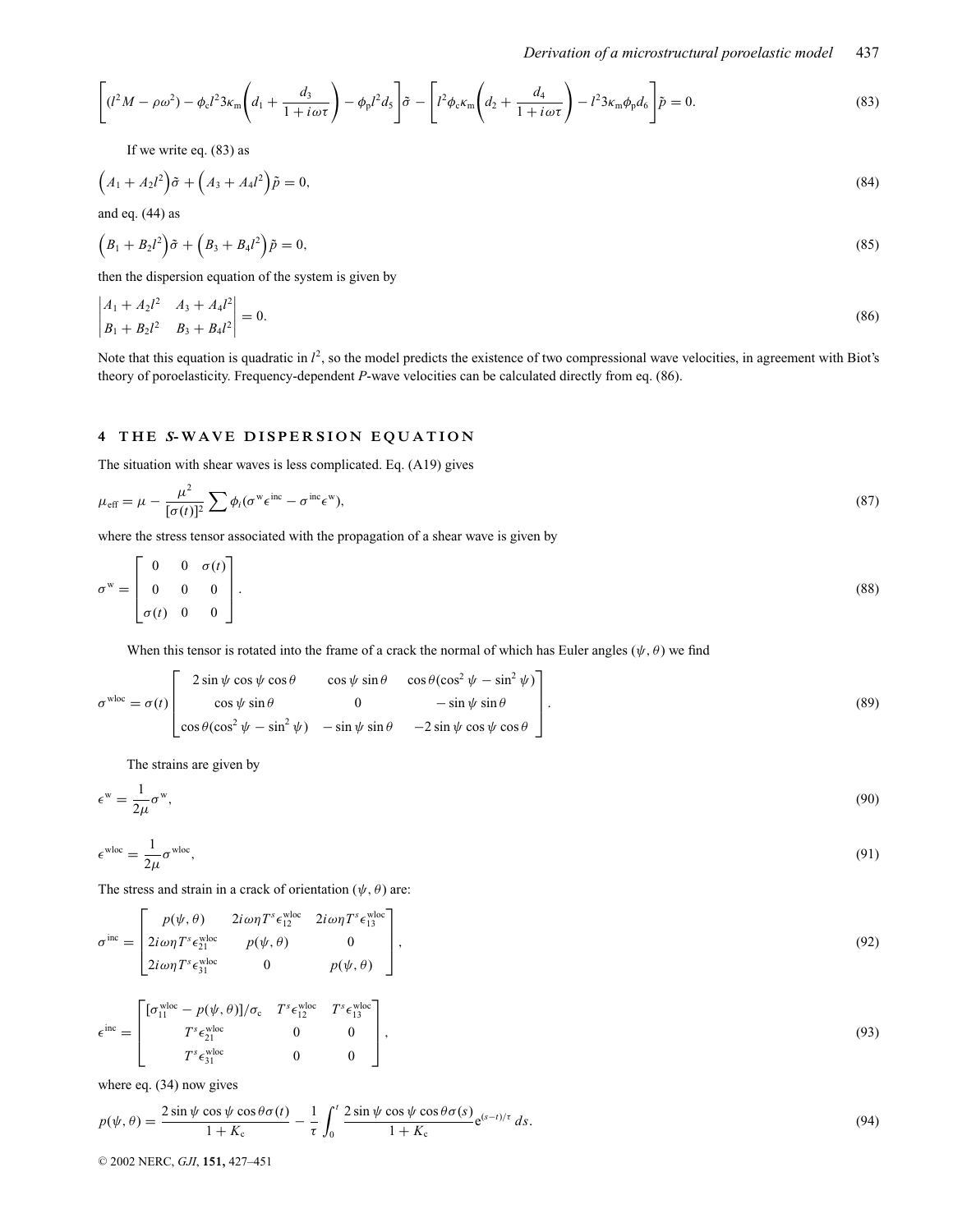$$\left[(l^2 M - \rho\omega^2) - \phi_c l^2 3\kappa_m\left(d_1 + \frac{d_3}{1 + i\omega\tau}\right) - \phi_p l^2 d_5\right]\tilde{\sigma} - \left[l^2\phi_c\kappa_m\left(d_2 + \frac{d_4}{1 + i\omega\tau}\right) - l^2 3\kappa_m\phi_p d_6\right]\tilde{p} = 0. \tag{83}$$

If we write eq. (83) as

$$\left(A_1 + A_2 l^2\right)\tilde{\sigma} + \left(A_3 + A_4 l^2\right)\tilde{p} = 0, \tag{84}$$

and eq. (44) as

$$\left(B_1 + B_2 l^2\right)\tilde{\sigma} + \left(B_3 + B_4 l^2\right)\tilde{p} = 0, \tag{85}$$

then the dispersion equation of the system is given by

$$\begin{vmatrix} A_1 + A_2 l^2 & A_3 + A_4 l^2 \\ B_1 + B_2 l^2 & B_3 + B_4 l^2 \end{vmatrix} = 0. \tag{86}$$

Note that this equation is quadratic in $l^2$, so the model predicts the existence of two compressional wave velocities, in agreement with Biot's theory of poroelasticity. Frequency-dependent *P*-wave velocities can be calculated directly from eq. (86).

## 4 THE *S*-WAVE DISPERSION EQUATION

The situation with shear waves is less complicated. Eq. (A19) gives

$$\mu_{\text{eff}} = \mu - \frac{\mu^2}{[\sigma(t)]^2}\sum \phi_i(\sigma^{\text{w}}\epsilon^{\text{inc}} - \sigma^{\text{inc}}\epsilon^{\text{w}}), \tag{87}$$

where the stress tensor associated with the propagation of a shear wave is given by

$$\sigma^{\text{w}} = \begin{bmatrix} 0 & 0 & \sigma(t) \\ 0 & 0 & 0 \\ \sigma(t) & 0 & 0 \end{bmatrix}. \tag{88}$$

When this tensor is rotated into the frame of a crack the normal of which has Euler angles $(\psi, \theta)$ we find

$$\sigma^{\text{wloc}} = \sigma(t)\begin{bmatrix} 2\sin\psi\cos\psi\cos\theta & \cos\psi\sin\theta & \cos\theta(\cos^2\psi - \sin^2\psi) \\ \cos\psi\sin\theta & 0 & -\sin\psi\sin\theta \\ \cos\theta(\cos^2\psi - \sin^2\psi) & -\sin\psi\sin\theta & -2\sin\psi\cos\psi\cos\theta \end{bmatrix}. \tag{89}$$

The strains are given by

$$\epsilon^{\text{w}} = \frac{1}{2\mu}\sigma^{\text{w}}, \tag{90}$$

$$\epsilon^{\text{wloc}} = \frac{1}{2\mu}\sigma^{\text{wloc}}, \tag{91}$$

The stress and strain in a crack of orientation $(\psi, \theta)$ are:

$$\sigma^{\text{inc}} = \begin{bmatrix} p(\psi, \theta) & 2i\omega\eta T^s\epsilon_{12}^{\text{wloc}} & 2i\omega\eta T^s\epsilon_{13}^{\text{wloc}} \\ 2i\omega\eta T^s\epsilon_{21}^{\text{wloc}} & p(\psi, \theta) & 0 \\ 2i\omega\eta T^s\epsilon_{31}^{\text{wloc}} & 0 & p(\psi, \theta) \end{bmatrix}, \tag{92}$$

$$\epsilon^{\text{inc}} = \begin{bmatrix} [\sigma_{11}^{\text{wloc}} - p(\psi, \theta)]/\sigma_c & T^s\epsilon_{12}^{\text{wloc}} & T^s\epsilon_{13}^{\text{wloc}} \\ T^s\epsilon_{21}^{\text{wloc}} & 0 & 0 \\ T^s\epsilon_{31}^{\text{wloc}} & 0 & 0 \end{bmatrix}, \tag{93}$$

where eq. (34) now gives

$$p(\psi, \theta) = \frac{2\sin\psi\cos\psi\cos\theta\sigma(t)}{1 + K_c} - \frac{1}{\tau}\int_0^t \frac{2\sin\psi\cos\psi\cos\theta\sigma(s)}{1 + K_c}\text{e}^{(s-t)/\tau}\,ds. \tag{94}$$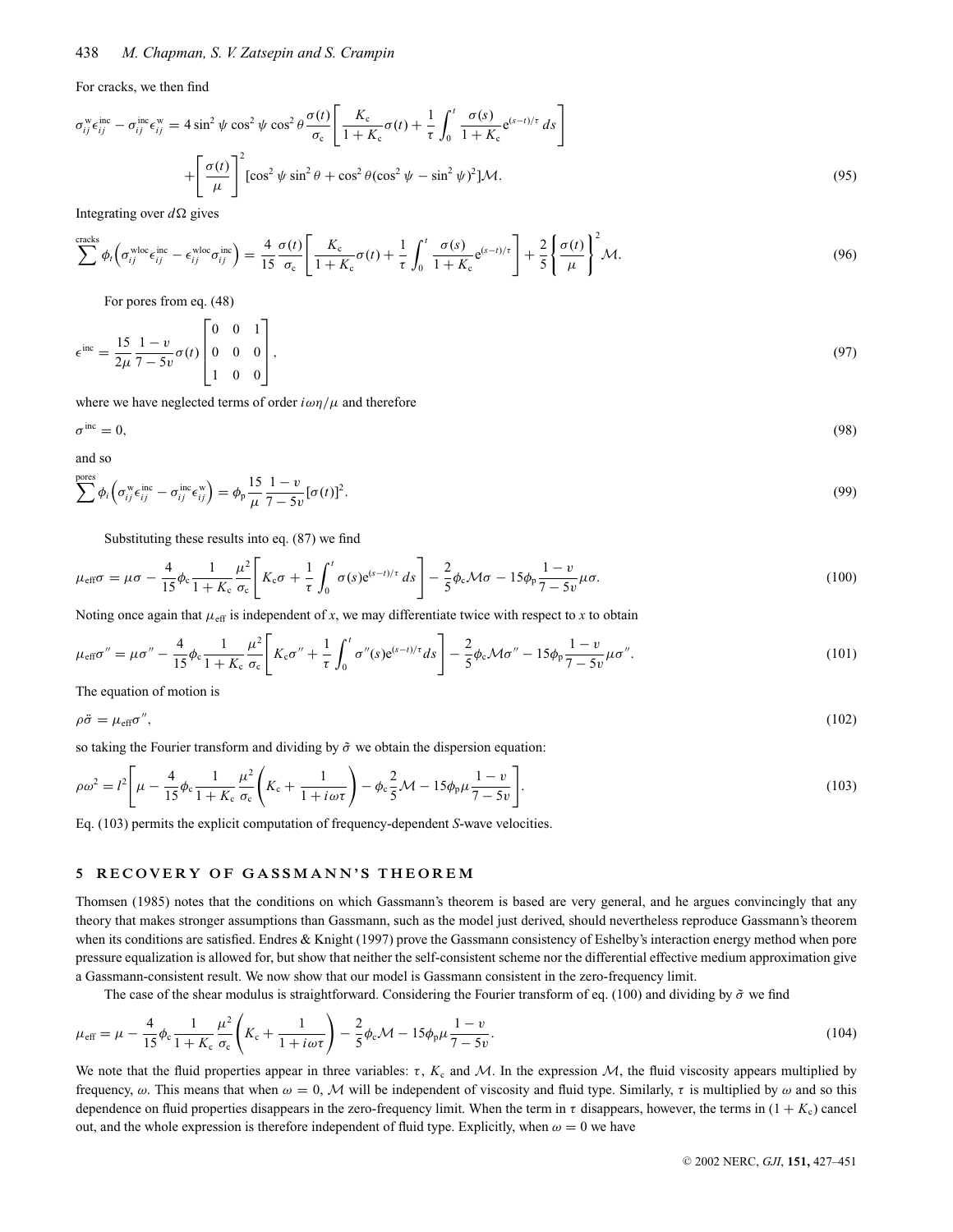For cracks, we then find

$$\sigma_{ij}^{\mathrm{w}}\epsilon_{ij}^{\mathrm{inc}} - \sigma_{ij}^{\mathrm{inc}}\epsilon_{ij}^{\mathrm{w}} = 4\sin^2\psi\cos^2\psi\cos^2\theta\frac{\sigma(t)}{\sigma_{\mathrm{c}}}\left[\frac{K_{\mathrm{c}}}{1+K_{\mathrm{c}}}\sigma(t) + \frac{1}{\tau}\int_0^t \frac{\sigma(s)}{1+K_{\mathrm{c}}}\mathrm{e}^{(s-t)/\tau}\,ds\right] + \left[\frac{\sigma(t)}{\mu}\right]^2[\cos^2\psi\sin^2\theta + \cos^2\theta(\cos^2\psi - \sin^2\psi)^2]\mathcal{M}. \tag{95}$$

Integrating over $d\Omega$ gives

$$\sum^{\mathrm{cracks}}\phi_i\left(\sigma_{ij}^{\mathrm{wloc}}\epsilon_{ij}^{\mathrm{inc}} - \epsilon_{ij}^{\mathrm{wloc}}\sigma_{ij}^{\mathrm{inc}}\right) = \frac{4}{15}\frac{\sigma(t)}{\sigma_{\mathrm{c}}}\left[\frac{K_{\mathrm{c}}}{1+K_{\mathrm{c}}}\sigma(t) + \frac{1}{\tau}\int_0^t\frac{\sigma(s)}{1+K_{\mathrm{c}}}\mathrm{e}^{(s-t)/\tau}\right] + \frac{2}{5}\left\{\frac{\sigma(t)}{\mu}\right\}^2\mathcal{M}. \tag{96}$$

For pores from eq. (48)

$$\epsilon^{\mathrm{inc}} = \frac{15}{2\mu}\frac{1-v}{7-5v}\sigma(t)\begin{bmatrix}0 & 0 & 1\\ 0 & 0 & 0\\ 1 & 0 & 0\end{bmatrix}, \tag{97}$$

where we have neglected terms of order $i\omega\eta/\mu$ and therefore

$$\sigma^{\mathrm{inc}} = 0, \tag{98}$$

and so

$$\sum^{\mathrm{pores}}\phi_i\left(\sigma_{ij}^{\mathrm{w}}\epsilon_{ij}^{\mathrm{inc}} - \sigma_{ij}^{\mathrm{inc}}\epsilon_{ij}^{\mathrm{w}}\right) = \phi_{\mathrm{p}}\frac{15}{\mu}\frac{1-v}{7-5v}[\sigma(t)]^2. \tag{99}$$

Substituting these results into eq. (87) we find

$$\mu_{\mathrm{eff}}\sigma = \mu\sigma - \frac{4}{15}\phi_{\mathrm{c}}\frac{1}{1+K_{\mathrm{c}}}\frac{\mu^2}{\sigma_{\mathrm{c}}}\left[K_{\mathrm{c}}\sigma + \frac{1}{\tau}\int_0^t\sigma(s)\mathrm{e}^{(s-t)/\tau}\,ds\right] - \frac{2}{5}\phi_{\mathrm{c}}\mathcal{M}\sigma - 15\phi_{\mathrm{p}}\frac{1-v}{7-5v}\mu\sigma. \tag{100}$$

Noting once again that $\mu_{\mathrm{eff}}$ is independent of $x$, we may differentiate twice with respect to $x$ to obtain

$$\mu_{\mathrm{eff}}\sigma'' = \mu\sigma'' - \frac{4}{15}\phi_{\mathrm{c}}\frac{1}{1+K_{\mathrm{c}}}\frac{\mu^2}{\sigma_{\mathrm{c}}}\left[K_{\mathrm{c}}\sigma'' + \frac{1}{\tau}\int_0^t\sigma''(s)\mathrm{e}^{(s-t)/\tau}ds\right] - \frac{2}{5}\phi_{\mathrm{c}}\mathcal{M}\sigma'' - 15\phi_{\mathrm{p}}\frac{1-v}{7-5v}\mu\sigma''. \tag{101}$$

The equation of motion is

$$\rho\ddot{\sigma} = \mu_{\mathrm{eff}}\sigma'', \tag{102}$$

so taking the Fourier transform and dividing by $\tilde{\sigma}$ we obtain the dispersion equation:

$$\rho\omega^2 = l^2\left[\mu - \frac{4}{15}\phi_{\mathrm{c}}\frac{1}{1+K_{\mathrm{c}}}\frac{\mu^2}{\sigma_{\mathrm{c}}}\left(K_{\mathrm{c}} + \frac{1}{1+i\omega\tau}\right) - \phi_{\mathrm{c}}\frac{2}{5}\mathcal{M} - 15\phi_{\mathrm{p}}\mu\frac{1-v}{7-5v}\right]. \tag{103}$$

Eq. (103) permits the explicit computation of frequency-dependent *S*-wave velocities.

## 5 RECOVERY OF GASSMANN'S THEOREM

Thomsen (1985) notes that the conditions on which Gassmann's theorem is based are very general, and he argues convincingly that any theory that makes stronger assumptions than Gassmann, such as the model just derived, should nevertheless reproduce Gassmann's theorem when its conditions are satisfied. Endres & Knight (1997) prove the Gassmann consistency of Eshelby's interaction energy method when pore pressure equalization is allowed for, but show that neither the self-consistent scheme nor the differential effective medium approximation give a Gassmann-consistent result. We now show that our model is Gassmann consistent in the zero-frequency limit.

The case of the shear modulus is straightforward. Considering the Fourier transform of eq. (100) and dividing by $\tilde{\sigma}$ we find

$$\mu_{\mathrm{eff}} = \mu - \frac{4}{15}\phi_{\mathrm{c}}\frac{1}{1+K_{\mathrm{c}}}\frac{\mu^2}{\sigma_{\mathrm{c}}}\left(K_{\mathrm{c}} + \frac{1}{1+i\omega\tau}\right) - \frac{2}{5}\phi_{\mathrm{c}}\mathcal{M} - 15\phi_{\mathrm{p}}\mu\frac{1-v}{7-5v}. \tag{104}$$

We note that the fluid properties appear in three variables: $\tau$, $K_{\mathrm{c}}$ and $\mathcal{M}$. In the expression $\mathcal{M}$, the fluid viscosity appears multiplied by frequency, $\omega$. This means that when $\omega = 0$, $\mathcal{M}$ will be independent of viscosity and fluid type. Similarly, $\tau$ is multiplied by $\omega$ and so this dependence on fluid properties disappears in the zero-frequency limit. When the term in $\tau$ disappears, however, the terms in $(1 + K_{\mathrm{c}})$ cancel out, and the whole expression is therefore independent of fluid type. Explicitly, when $\omega = 0$ we have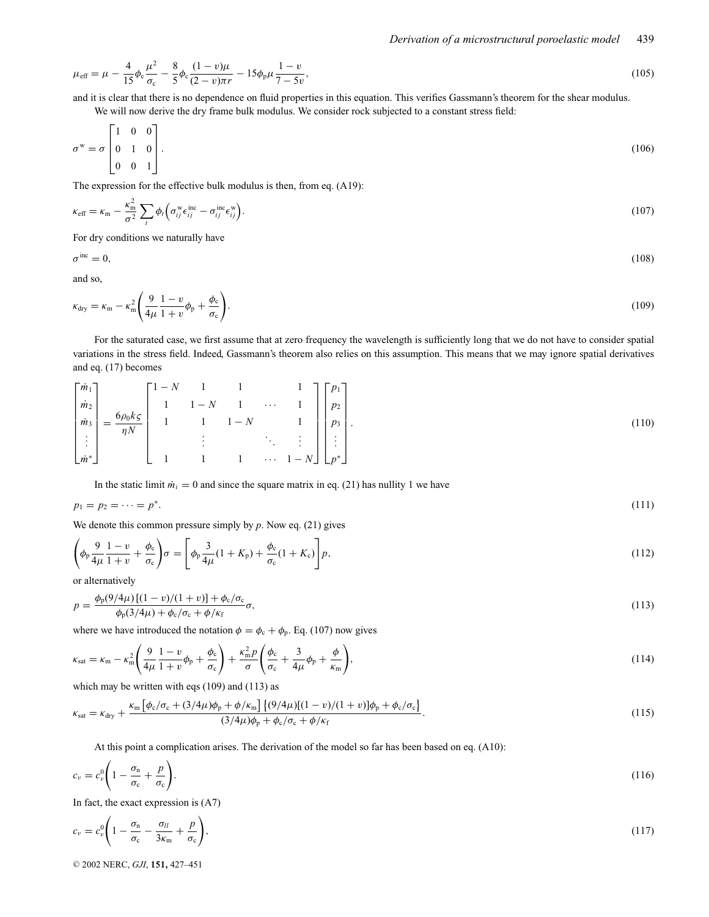$$\mu_{\text{eff}} = \mu - \frac{4}{15}\phi_c \frac{\mu^2}{\sigma_c} - \frac{8}{5}\phi_c \frac{(1-v)\mu}{(2-v)\pi r} - 15\phi_p \mu \frac{1-v}{7-5v}, \tag{105}$$

and it is clear that there is no dependence on fluid properties in this equation. This verifies Gassmann's theorem for the shear modulus.

We will now derive the dry frame bulk modulus. We consider rock subjected to a constant stress field:

$$\sigma^{\text{w}} = \sigma \begin{bmatrix} 1 & 0 & 0 \\ 0 & 1 & 0 \\ 0 & 0 & 1 \end{bmatrix}. \tag{106}$$

The expression for the effective bulk modulus is then, from eq. (A19):

$$\kappa_{\text{eff}} = \kappa_{\text{m}} - \frac{\kappa_{\text{m}}^2}{\sigma^2} \sum_t \phi_t \left( \sigma_{ij}^{\text{w}} \epsilon_{ij}^{\text{inc}} - \sigma_{ij}^{\text{inc}} \epsilon_{ij}^{\text{w}} \right). \tag{107}$$

For dry conditions we naturally have

$$\sigma^{\text{inc}} = 0, \tag{108}$$

and so,

$$\kappa_{\text{dry}} = \kappa_{\text{m}} - \kappa_{\text{m}}^2 \left( \frac{9}{4\mu} \frac{1-v}{1+v} \phi_p + \frac{\phi_c}{\sigma_c} \right). \tag{109}$$

For the saturated case, we first assume that at zero frequency the wavelength is sufficiently long that we do not have to consider spatial variations in the stress field. Indeed, Gassmann's theorem also relies on this assumption. This means that we may ignore spatial derivatives and eq. (17) becomes

$$\begin{bmatrix} \dot{m}_1 \\ \dot{m}_2 \\ \dot{m}_3 \\ \vdots \\ \dot{m}^* \end{bmatrix} = \frac{6\rho_0 k \varsigma}{\eta N} \begin{bmatrix} 1-N & 1 & 1 & & 1 \\ 1 & 1-N & 1 & \cdots & 1 \\ 1 & 1 & 1-N & & 1 \\ & \vdots & & \ddots & \vdots \\ 1 & 1 & 1 & \cdots & 1-N \end{bmatrix} \begin{bmatrix} p_1 \\ p_2 \\ p_3 \\ \vdots \\ p^* \end{bmatrix}. \tag{110}$$

In the static limit $\dot{m}_i = 0$ and since the square matrix in eq. (21) has nullity 1 we have

$$p_1 = p_2 = \cdots = p^*. \tag{111}$$

We denote this common pressure simply by $p$. Now eq. (21) gives

$$\left( \phi_p \frac{9}{4\mu} \frac{1-v}{1+v} + \frac{\phi_c}{\sigma_c} \right) \sigma = \left[ \phi_p \frac{3}{4\mu}(1+K_p) + \frac{\phi_c}{\sigma_c}(1+K_c) \right] p, \tag{112}$$

or alternatively

$$p = \frac{\phi_p (9/4\mu)\left[(1-v)/(1+v)\right] + \phi_c/\sigma_c}{\phi_p(3/4\mu) + \phi_c/\sigma_c + \phi/\kappa_f} \sigma, \tag{113}$$

where we have introduced the notation $\phi = \phi_c + \phi_p$. Eq. (107) now gives

$$\kappa_{\text{sat}} = \kappa_{\text{m}} - \kappa_{\text{m}}^2 \left( \frac{9}{4\mu} \frac{1-v}{1+v} \phi_p + \frac{\phi_c}{\sigma_c} \right) + \frac{\kappa_{\text{m}}^2 p}{\sigma} \left( \frac{\phi_c}{\sigma_c} + \frac{3}{4\mu}\phi_p + \frac{\phi}{\kappa_{\text{m}}} \right), \tag{114}$$

which may be written with eqs (109) and (113) as

$$\kappa_{\text{sat}} = \kappa_{\text{dry}} + \frac{\kappa_{\text{m}} \left[ \phi_c/\sigma_c + (3/4\mu)\phi_p + \phi/\kappa_{\text{m}} \right] \left\{ (9/4\mu)[(1-v)/(1+v)]\phi_p + \phi_c/\sigma_c \right\}}{(3/4\mu)\phi_p + \phi_c/\sigma_c + \phi/\kappa_f}. \tag{115}$$

At this point a complication arises. The derivation of the model so far has been based on eq. (A10):

$$c_v = c_v^0 \left( 1 - \frac{\sigma_n}{\sigma_c} + \frac{p}{\sigma_c} \right). \tag{116}$$

In fact, the exact expression is (A7)

$$c_v = c_v^0 \left( 1 - \frac{\sigma_n}{\sigma_c} - \frac{\sigma_{ll}}{3\kappa_{\text{m}}} + \frac{p}{\sigma_c} \right), \tag{117}$$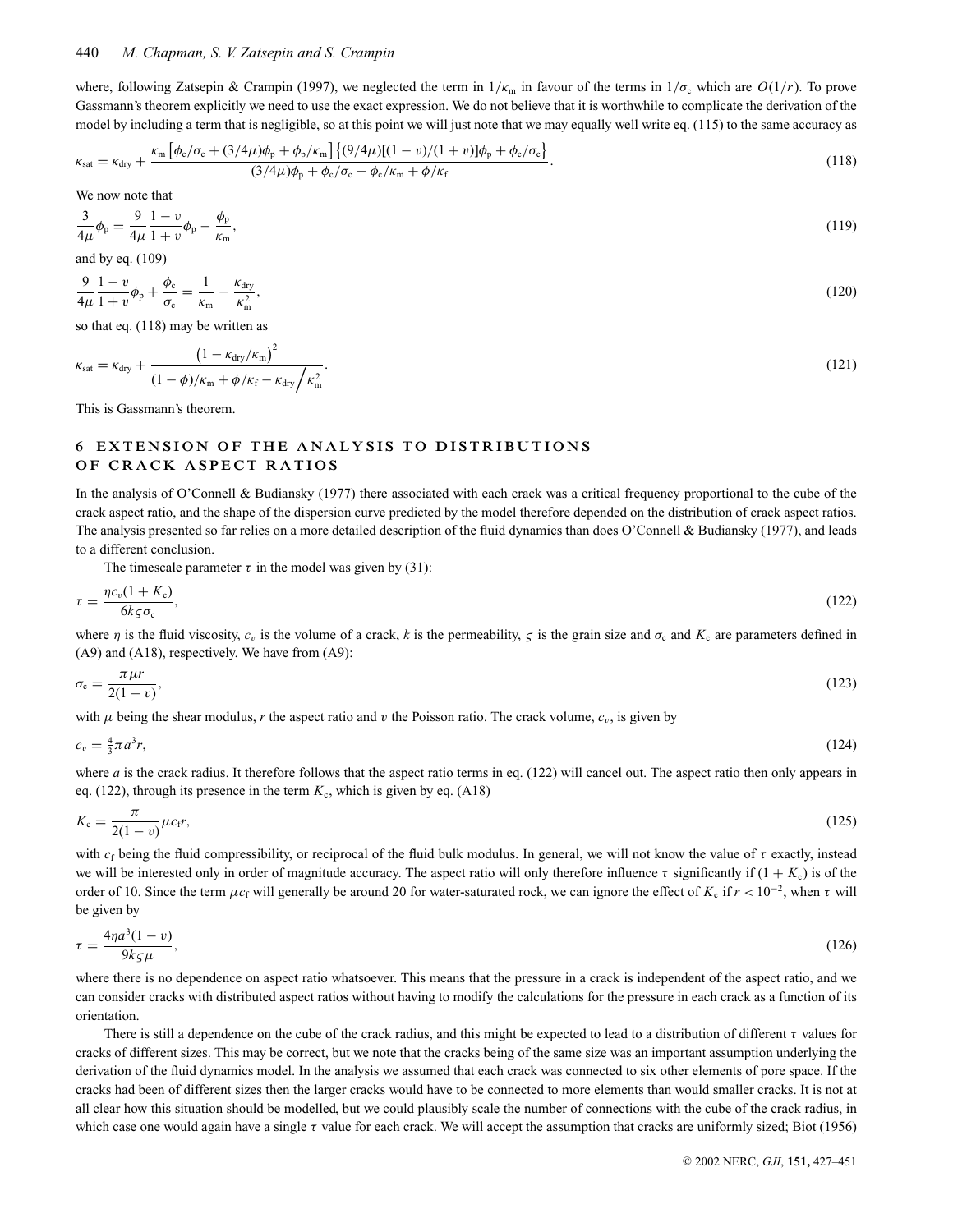where, following Zatsepin & Crampin (1997), we neglected the term in $1/\kappa_\mathrm{m}$ in favour of the terms in $1/\sigma_\mathrm{c}$ which are $O(1/r)$. To prove Gassmann's theorem explicitly we need to use the exact expression. We do not believe that it is worthwhile to complicate the derivation of the model by including a term that is negligible, so at this point we will just note that we may equally well write eq. (115) to the same accuracy as

$$\kappa_\mathrm{sat} = \kappa_\mathrm{dry} + \frac{\kappa_\mathrm{m}\left[\phi_\mathrm{c}/\sigma_\mathrm{c} + (3/4\mu)\phi_\mathrm{p} + \phi_\mathrm{p}/\kappa_\mathrm{m}\right]\left\{(9/4\mu)[(1-\upsilon)/(1+\upsilon)]\phi_\mathrm{p} + \phi_\mathrm{c}/\sigma_\mathrm{c}\right\}}{(3/4\mu)\phi_\mathrm{p} + \phi_\mathrm{c}/\sigma_\mathrm{c} - \phi_\mathrm{c}/\kappa_\mathrm{m} + \phi/\kappa_\mathrm{f}}. \tag{118}$$

We now note that

$$\frac{3}{4\mu}\phi_\mathrm{p} = \frac{9}{4\mu}\frac{1-\upsilon}{1+\upsilon}\phi_\mathrm{p} - \frac{\phi_\mathrm{p}}{\kappa_\mathrm{m}}, \tag{119}$$

and by eq. (109)

$$\frac{9}{4\mu}\frac{1-\upsilon}{1+\upsilon}\phi_\mathrm{p} + \frac{\phi_\mathrm{c}}{\sigma_\mathrm{c}} = \frac{1}{\kappa_\mathrm{m}} - \frac{\kappa_\mathrm{dry}}{\kappa_\mathrm{m}^2}, \tag{120}$$

so that eq. (118) may be written as

$$\kappa_\mathrm{sat} = \kappa_\mathrm{dry} + \frac{\left(1 - \kappa_\mathrm{dry}/\kappa_\mathrm{m}\right)^2}{(1-\phi)/\kappa_\mathrm{m} + \phi/\kappa_\mathrm{f} - \kappa_\mathrm{dry}\big/\kappa_\mathrm{m}^2}. \tag{121}$$

This is Gassmann's theorem.

## 6 EXTENSION OF THE ANALYSIS TO DISTRIBUTIONS OF CRACK ASPECT RATIOS

In the analysis of O'Connell & Budiansky (1977) there associated with each crack was a critical frequency proportional to the cube of the crack aspect ratio, and the shape of the dispersion curve predicted by the model therefore depended on the distribution of crack aspect ratios. The analysis presented so far relies on a more detailed description of the fluid dynamics than does O'Connell & Budiansky (1977), and leads to a different conclusion.

The timescale parameter $\tau$ in the model was given by (31):

$$\tau = \frac{\eta c_v(1+K_\mathrm{c})}{6k\varsigma\sigma_\mathrm{c}}, \tag{122}$$

where $\eta$ is the fluid viscosity, $c_v$ is the volume of a crack, $k$ is the permeability, $\varsigma$ is the grain size and $\sigma_\mathrm{c}$ and $K_\mathrm{c}$ are parameters defined in (A9) and (A18), respectively. We have from (A9):

$$\sigma_\mathrm{c} = \frac{\pi\mu r}{2(1-\upsilon)}, \tag{123}$$

with $\mu$ being the shear modulus, $r$ the aspect ratio and $\upsilon$ the Poisson ratio. The crack volume, $c_v$, is given by

$$c_v = \tfrac{4}{3}\pi a^3 r, \tag{124}$$

where $a$ is the crack radius. It therefore follows that the aspect ratio terms in eq. (122) will cancel out. The aspect ratio then only appears in eq. (122), through its presence in the term $K_\mathrm{c}$, which is given by eq. (A18)

$$K_\mathrm{c} = \frac{\pi}{2(1-\upsilon)}\mu c_\mathrm{f} r, \tag{125}$$

with $c_\mathrm{f}$ being the fluid compressibility, or reciprocal of the fluid bulk modulus. In general, we will not know the value of $\tau$ exactly, instead we will be interested only in order of magnitude accuracy. The aspect ratio will only therefore influence $\tau$ significantly if $(1 + K_\mathrm{c})$ is of the order of 10. Since the term $\mu c_\mathrm{f}$ will generally be around 20 for water-saturated rock, we can ignore the effect of $K_\mathrm{c}$ if $r < 10^{-2}$, when $\tau$ will be given by

$$\tau = \frac{4\eta a^3(1-\upsilon)}{9k\varsigma\mu}, \tag{126}$$

where there is no dependence on aspect ratio whatsoever. This means that the pressure in a crack is independent of the aspect ratio, and we can consider cracks with distributed aspect ratios without having to modify the calculations for the pressure in each crack as a function of its orientation.

There is still a dependence on the cube of the crack radius, and this might be expected to lead to a distribution of different $\tau$ values for cracks of different sizes. This may be correct, but we note that the cracks being of the same size was an important assumption underlying the derivation of the fluid dynamics model. In the analysis we assumed that each crack was connected to six other elements of pore space. If the cracks had been of different sizes then the larger cracks would have to be connected to more elements than would smaller cracks. It is not at all clear how this situation should be modelled, but we could plausibly scale the number of connections with the cube of the crack radius, in which case one would again have a single $\tau$ value for each crack. We will accept the assumption that cracks are uniformly sized; Biot (1956)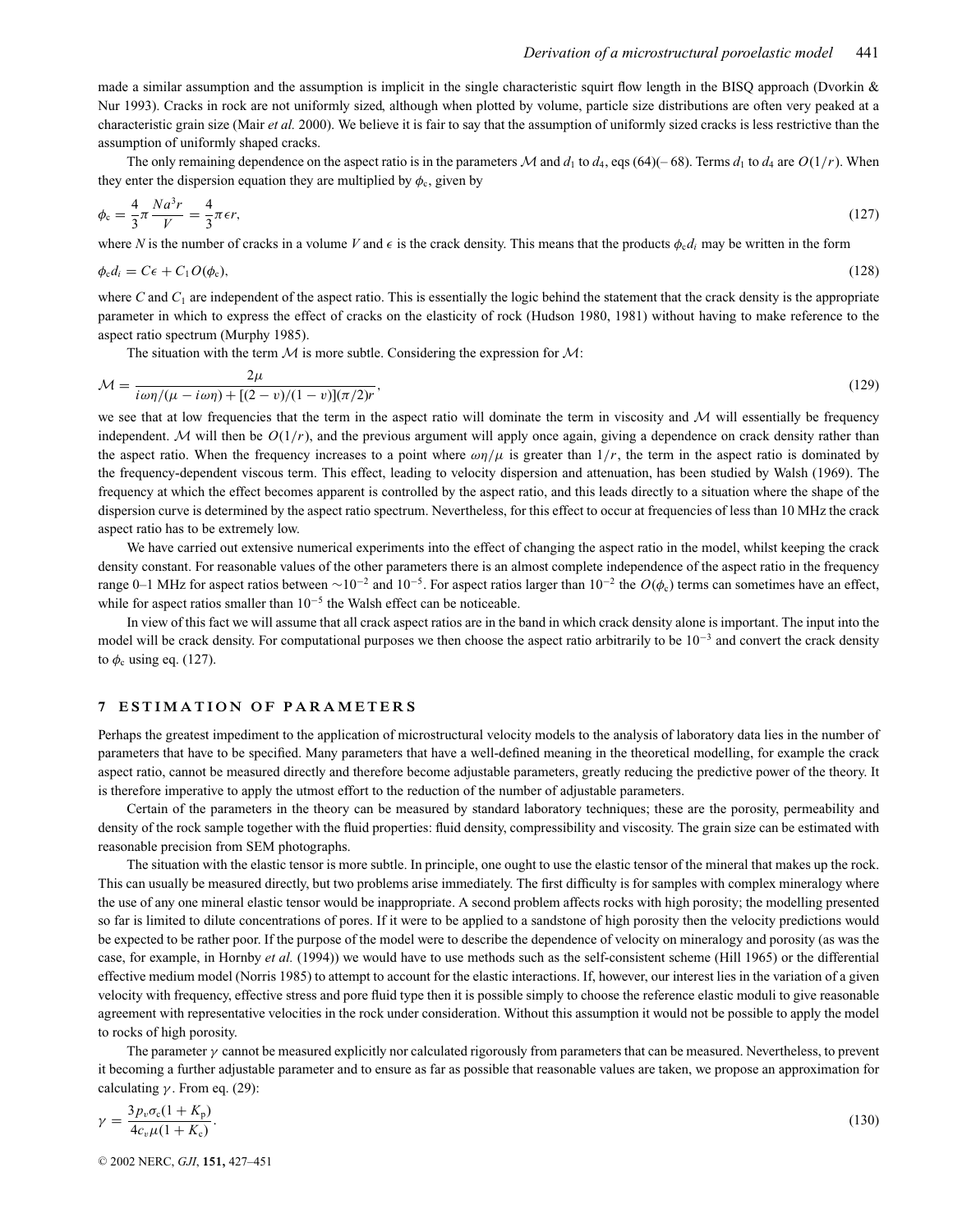made a similar assumption and the assumption is implicit in the single characteristic squirt flow length in the BISQ approach (Dvorkin & Nur 1993). Cracks in rock are not uniformly sized, although when plotted by volume, particle size distributions are often very peaked at a characteristic grain size (Mair *et al.* 2000). We believe it is fair to say that the assumption of uniformly sized cracks is less restrictive than the assumption of uniformly shaped cracks.

The only remaining dependence on the aspect ratio is in the parameters $\mathcal{M}$ and $d_1$ to $d_4$, eqs (64)(– 68). Terms $d_1$ to $d_4$ are $O(1/r)$. When they enter the dispersion equation they are multiplied by $\phi_c$, given by

$$\phi_c = \frac{4}{3}\pi\frac{Na^3r}{V} = \frac{4}{3}\pi\epsilon r, \tag{127}$$

where $N$ is the number of cracks in a volume $V$ and $\epsilon$ is the crack density. This means that the products $\phi_c d_i$ may be written in the form

$$\phi_c d_i = C\epsilon + C_1 O(\phi_c), \tag{128}$$

where $C$ and $C_1$ are independent of the aspect ratio. This is essentially the logic behind the statement that the crack density is the appropriate parameter in which to express the effect of cracks on the elasticity of rock (Hudson 1980, 1981) without having to make reference to the aspect ratio spectrum (Murphy 1985).

The situation with the term $\mathcal{M}$ is more subtle. Considering the expression for $\mathcal{M}$:

$$\mathcal{M} = \frac{2\mu}{i\omega\eta/(\mu - i\omega\eta) + [(2-v)/(1-v)](\pi/2)r}, \tag{129}$$

we see that at low frequencies that the term in the aspect ratio will dominate the term in viscosity and $\mathcal{M}$ will essentially be frequency independent. $\mathcal{M}$ will then be $O(1/r)$, and the previous argument will apply once again, giving a dependence on crack density rather than the aspect ratio. When the frequency increases to a point where $\omega\eta/\mu$ is greater than $1/r$, the term in the aspect ratio is dominated by the frequency-dependent viscous term. This effect, leading to velocity dispersion and attenuation, has been studied by Walsh (1969). The frequency at which the effect becomes apparent is controlled by the aspect ratio, and this leads directly to a situation where the shape of the dispersion curve is determined by the aspect ratio spectrum. Nevertheless, for this effect to occur at frequencies of less than 10 MHz the crack aspect ratio has to be extremely low.

We have carried out extensive numerical experiments into the effect of changing the aspect ratio in the model, whilst keeping the crack density constant. For reasonable values of the other parameters there is an almost complete independence of the aspect ratio in the frequency range 0–1 MHz for aspect ratios between $\sim 10^{-2}$ and $10^{-5}$. For aspect ratios larger than $10^{-2}$ the $O(\phi_c)$ terms can sometimes have an effect, while for aspect ratios smaller than $10^{-5}$ the Walsh effect can be noticeable.

In view of this fact we will assume that all crack aspect ratios are in the band in which crack density alone is important. The input into the model will be crack density. For computational purposes we then choose the aspect ratio arbitrarily to be $10^{-3}$ and convert the crack density to $\phi_c$ using eq. (127).

## 7 ESTIMATION OF PARAMETERS

Perhaps the greatest impediment to the application of microstructural velocity models to the analysis of laboratory data lies in the number of parameters that have to be specified. Many parameters that have a well-defined meaning in the theoretical modelling, for example the crack aspect ratio, cannot be measured directly and therefore become adjustable parameters, greatly reducing the predictive power of the theory. It is therefore imperative to apply the utmost effort to the reduction of the number of adjustable parameters.

Certain of the parameters in the theory can be measured by standard laboratory techniques; these are the porosity, permeability and density of the rock sample together with the fluid properties: fluid density, compressibility and viscosity. The grain size can be estimated with reasonable precision from SEM photographs.

The situation with the elastic tensor is more subtle. In principle, one ought to use the elastic tensor of the mineral that makes up the rock. This can usually be measured directly, but two problems arise immediately. The first difficulty is for samples with complex mineralogy where the use of any one mineral elastic tensor would be inappropriate. A second problem affects rocks with high porosity; the modelling presented so far is limited to dilute concentrations of pores. If it were to be applied to a sandstone of high porosity then the velocity predictions would be expected to be rather poor. If the purpose of the model were to describe the dependence of velocity on mineralogy and porosity (as was the case, for example, in Hornby *et al.* (1994)) we would have to use methods such as the self-consistent scheme (Hill 1965) or the differential effective medium model (Norris 1985) to attempt to account for the elastic interactions. If, however, our interest lies in the variation of a given velocity with frequency, effective stress and pore fluid type then it is possible simply to choose the reference elastic moduli to give reasonable agreement with representative velocities in the rock under consideration. Without this assumption it would not be possible to apply the model to rocks of high porosity.

The parameter $\gamma$ cannot be measured explicitly nor calculated rigorously from parameters that can be measured. Nevertheless, to prevent it becoming a further adjustable parameter and to ensure as far as possible that reasonable values are taken, we propose an approximation for calculating $\gamma$. From eq. (29):

$$\gamma = \frac{3p_v\sigma_c(1+K_p)}{4c_v\mu(1+K_c)}. \tag{130}$$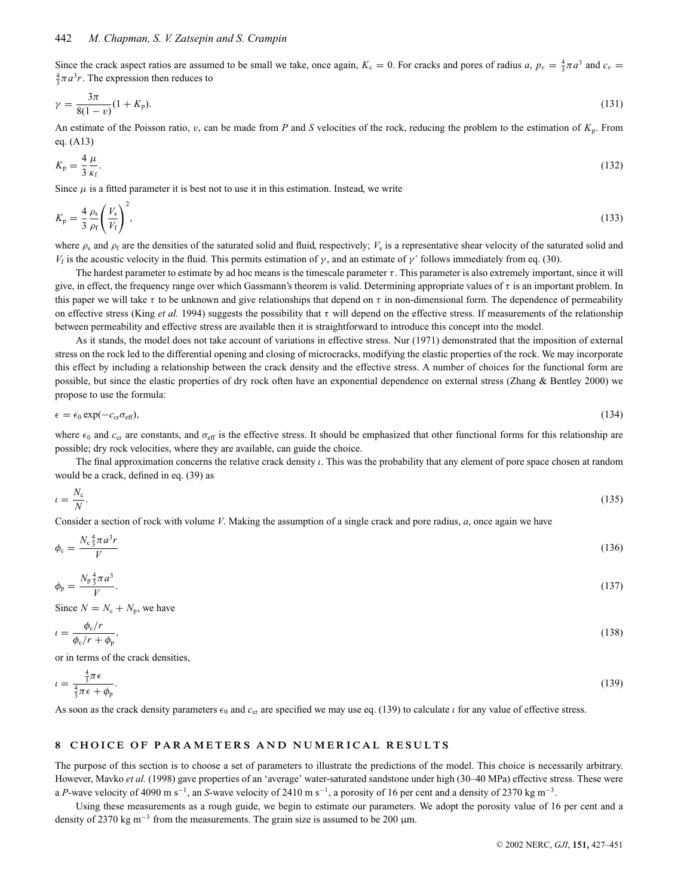Since the crack aspect ratios are assumed to be small we take, once again, $K_c = 0$. For cracks and pores of radius $a$, $p_v = \frac{4}{3}\pi a^3$ and $c_v = \frac{4}{3}\pi a^3 r$. The expression then reduces to

$$\gamma = \frac{3\pi}{8(1-\upsilon)}(1 + K_p). \tag{131}$$

An estimate of the Poisson ratio, $\upsilon$, can be made from *P* and *S* velocities of the rock, reducing the problem to the estimation of $K_p$. From eq. (A13)

$$K_p = \frac{4}{3}\frac{\mu}{\kappa_f}. \tag{132}$$

Since $\mu$ is a fitted parameter it is best not to use it in this estimation. Instead, we write

$$K_p = \frac{4}{3}\frac{\rho_s}{\rho_f}\left(\frac{V_s}{V_f}\right)^2, \tag{133}$$

where $\rho_s$ and $\rho_f$ are the densities of the saturated solid and fluid, respectively; $V_s$ is a representative shear velocity of the saturated solid and $V_f$ is the acoustic velocity in the fluid. This permits estimation of $\gamma$, and an estimate of $\gamma'$ follows immediately from eq. (30).

The hardest parameter to estimate by ad hoc means is the timescale parameter $\tau$. This parameter is also extremely important, since it will give, in effect, the frequency range over which Gassmann's theorem is valid. Determining appropriate values of $\tau$ is an important problem. In this paper we will take $\tau$ to be unknown and give relationships that depend on $\tau$ in non-dimensional form. The dependence of permeability on effective stress (King *et al.* 1994) suggests the possibility that $\tau$ will depend on the effective stress. If measurements of the relationship between permeability and effective stress are available then it is straightforward to introduce this concept into the model.

As it stands, the model does not take account of variations in effective stress. Nur (1971) demonstrated that the imposition of external stress on the rock led to the differential opening and closing of microcracks, modifying the elastic properties of the rock. We may incorporate this effect by including a relationship between the crack density and the effective stress. A number of choices for the functional form are possible, but since the elastic properties of dry rock often have an exponential dependence on external stress (Zhang & Bentley 2000) we propose to use the formula:

$$\epsilon = \epsilon_0 \exp(-c_{cr}\sigma_{eff}), \tag{134}$$

where $\epsilon_0$ and $c_{cr}$ are constants, and $\sigma_{eff}$ is the effective stress. It should be emphasized that other functional forms for this relationship are possible; dry rock velocities, where they are available, can guide the choice.

The final approximation concerns the relative crack density $\iota$. This was the probability that any element of pore space chosen at random would be a crack, defined in eq. (39) as

$$\iota = \frac{N_c}{N}. \tag{135}$$

Consider a section of rock with volume $V$. Making the assumption of a single crack and pore radius, $a$, once again we have

$$\phi_c = \frac{N_c \frac{4}{3}\pi a^3 r}{V} \tag{136}$$

$$\phi_p = \frac{N_p \frac{4}{3}\pi a^3}{V}. \tag{137}$$

Since $N = N_c + N_p$, we have

$$\iota = \frac{\phi_c / r}{\phi_c / r + \phi_p}, \tag{138}$$

or in terms of the crack densities,

$$\iota = \frac{\frac{4}{3}\pi\epsilon}{\frac{4}{3}\pi\epsilon + \phi_p}. \tag{139}$$

As soon as the crack density parameters $\epsilon_0$ and $c_{cr}$ are specified we may use eq. (139) to calculate $\iota$ for any value of effective stress.

## 8 CHOICE OF PARAMETERS AND NUMERICAL RESULTS

The purpose of this section is to choose a set of parameters to illustrate the predictions of the model. This choice is necessarily arbitrary. However, Mavko *et al.* (1998) gave properties of an 'average' water-saturated sandstone under high (30–40 MPa) effective stress. These were a *P*-wave velocity of 4090 m s$^{-1}$, an *S*-wave velocity of 2410 m s$^{-1}$, a porosity of 16 per cent and a density of 2370 kg m$^{-3}$.

Using these measurements as a rough guide, we begin to estimate our parameters. We adopt the porosity value of 16 per cent and a density of 2370 kg m$^{-3}$ from the measurements. The grain size is assumed to be 200 μm.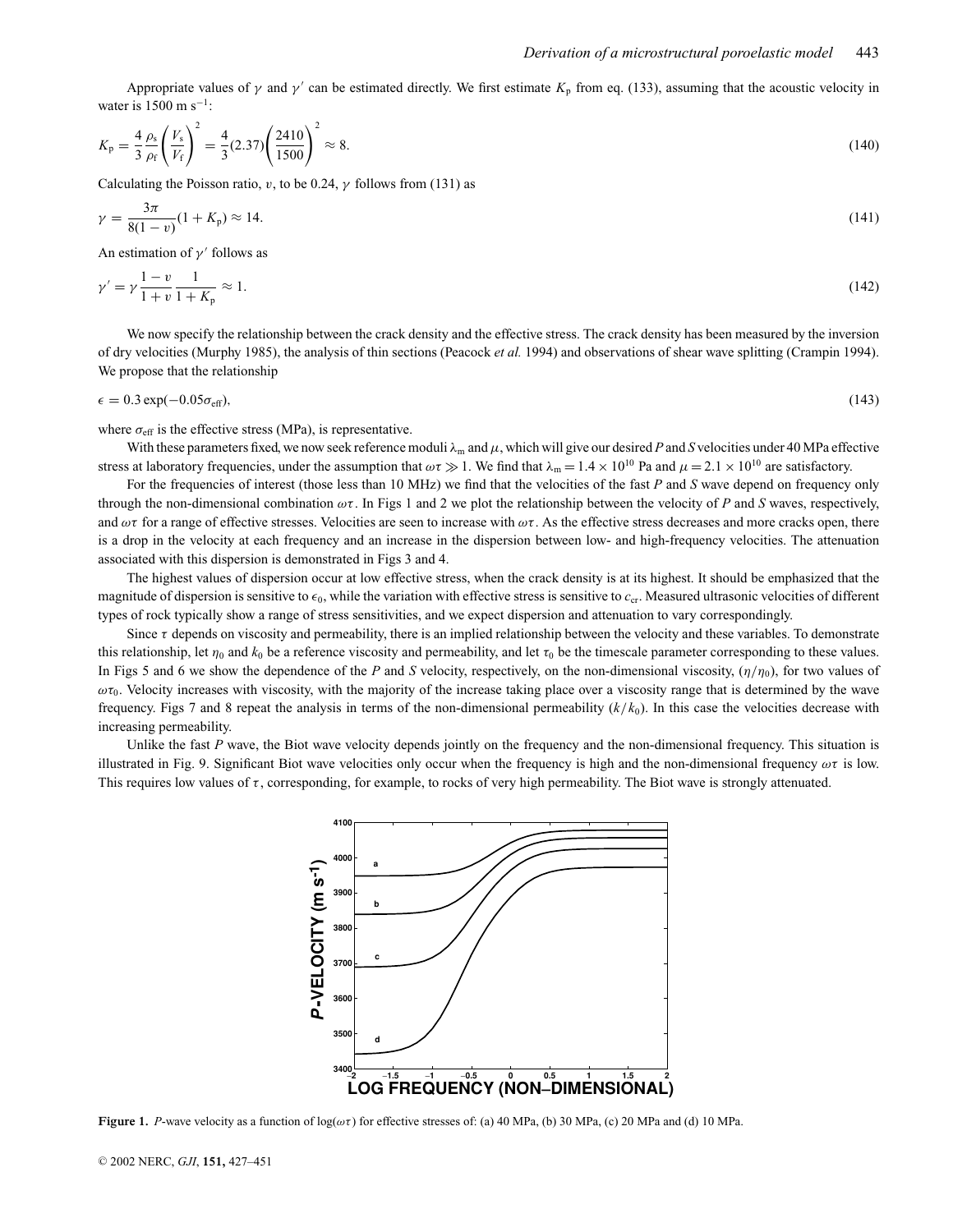Appropriate values of $\gamma$ and $\gamma'$ can be estimated directly. We first estimate $K_p$ from eq. (133), assuming that the acoustic velocity in water is 1500 m s$^{-1}$:

$$K_p = \frac{4}{3}\frac{\rho_s}{\rho_f}\left(\frac{V_s}{V_f}\right)^2 = \frac{4}{3}(2.37)\left(\frac{2410}{1500}\right)^2 \approx 8. \tag{140}$$

Calculating the Poisson ratio, $\upsilon$, to be 0.24, $\gamma$ follows from (131) as

$$\gamma = \frac{3\pi}{8(1-\upsilon)}(1+K_p) \approx 14. \tag{141}$$

An estimation of $\gamma'$ follows as

$$\gamma' = \gamma\frac{1-\upsilon}{1+\upsilon}\frac{1}{1+K_p} \approx 1. \tag{142}$$

We now specify the relationship between the crack density and the effective stress. The crack density has been measured by the inversion of dry velocities (Murphy 1985), the analysis of thin sections (Peacock *et al.* 1994) and observations of shear wave splitting (Crampin 1994). We propose that the relationship

$$\epsilon = 0.3\exp(-0.05\sigma_{\text{eff}}), \tag{143}$$

where $\sigma_{\text{eff}}$ is the effective stress (MPa), is representative.

With these parameters fixed, we now seek reference moduli $\lambda_m$ and $\mu$, which will give our desired *P* and *S* velocities under 40 MPa effective stress at laboratory frequencies, under the assumption that $\omega\tau \gg 1$. We find that $\lambda_m = 1.4 \times 10^{10}$ Pa and $\mu = 2.1 \times 10^{10}$ are satisfactory.

For the frequencies of interest (those less than 10 MHz) we find that the velocities of the fast *P* and *S* wave depend on frequency only through the non-dimensional combination $\omega\tau$. In Figs 1 and 2 we plot the relationship between the velocity of *P* and *S* waves, respectively, and $\omega\tau$ for a range of effective stresses. Velocities are seen to increase with $\omega\tau$. As the effective stress decreases and more cracks open, there is a drop in the velocity at each frequency and an increase in the dispersion between low- and high-frequency velocities. The attenuation associated with this dispersion is demonstrated in Figs 3 and 4.

The highest values of dispersion occur at low effective stress, when the crack density is at its highest. It should be emphasized that the magnitude of dispersion is sensitive to $\epsilon_0$, while the variation with effective stress is sensitive to $c_{\text{cr}}$. Measured ultrasonic velocities of different types of rock typically show a range of stress sensitivities, and we expect dispersion and attenuation to vary correspondingly.

Since $\tau$ depends on viscosity and permeability, there is an implied relationship between the velocity and these variables. To demonstrate this relationship, let $\eta_0$ and $k_0$ be a reference viscosity and permeability, and let $\tau_0$ be the timescale parameter corresponding to these values. In Figs 5 and 6 we show the dependence of the *P* and *S* velocity, respectively, on the non-dimensional viscosity, $(\eta/\eta_0)$, for two values of $\omega\tau_0$. Velocity increases with viscosity, with the majority of the increase taking place over a viscosity range that is determined by the wave frequency. Figs 7 and 8 repeat the analysis in terms of the non-dimensional permeability $(k/k_0)$. In this case the velocities decrease with increasing permeability.

Unlike the fast *P* wave, the Biot wave velocity depends jointly on the frequency and the non-dimensional frequency. This situation is illustrated in Fig. 9. Significant Biot wave velocities only occur when the frequency is high and the non-dimensional frequency $\omega\tau$ is low. This requires low values of $\tau$, corresponding, for example, to rocks of very high permeability. The Biot wave is strongly attenuated.

**Figure 1.** *P*-wave velocity as a function of $\log(\omega\tau)$ for effective stresses of: (a) 40 MPa, (b) 30 MPa, (c) 20 MPa and (d) 10 MPa.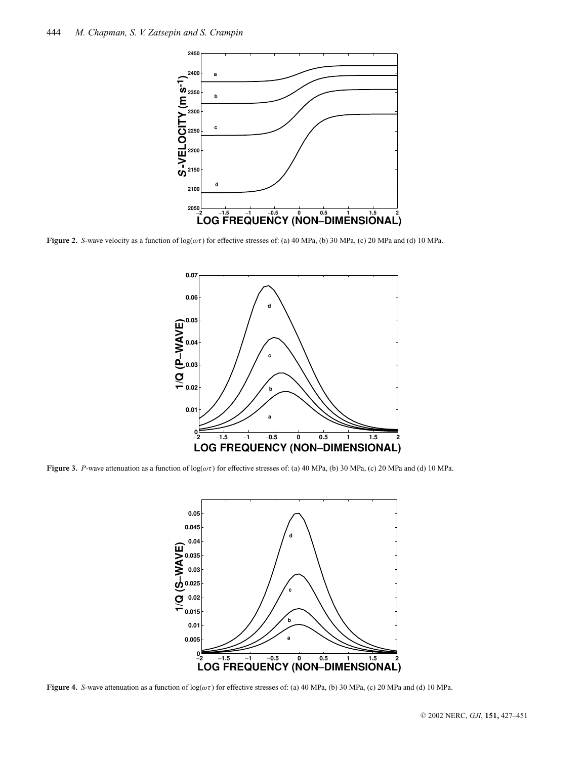**Figure 2.** *S*-wave velocity as a function of $\log(\omega\tau)$ for effective stresses of: (a) 40 MPa, (b) 30 MPa, (c) 20 MPa and (d) 10 MPa.

**Figure 3.** *P*-wave attenuation as a function of $\log(\omega\tau)$ for effective stresses of: (a) 40 MPa, (b) 30 MPa, (c) 20 MPa and (d) 10 MPa.

**Figure 4.** *S*-wave attenuation as a function of $\log(\omega\tau)$ for effective stresses of: (a) 40 MPa, (b) 30 MPa, (c) 20 MPa and (d) 10 MPa.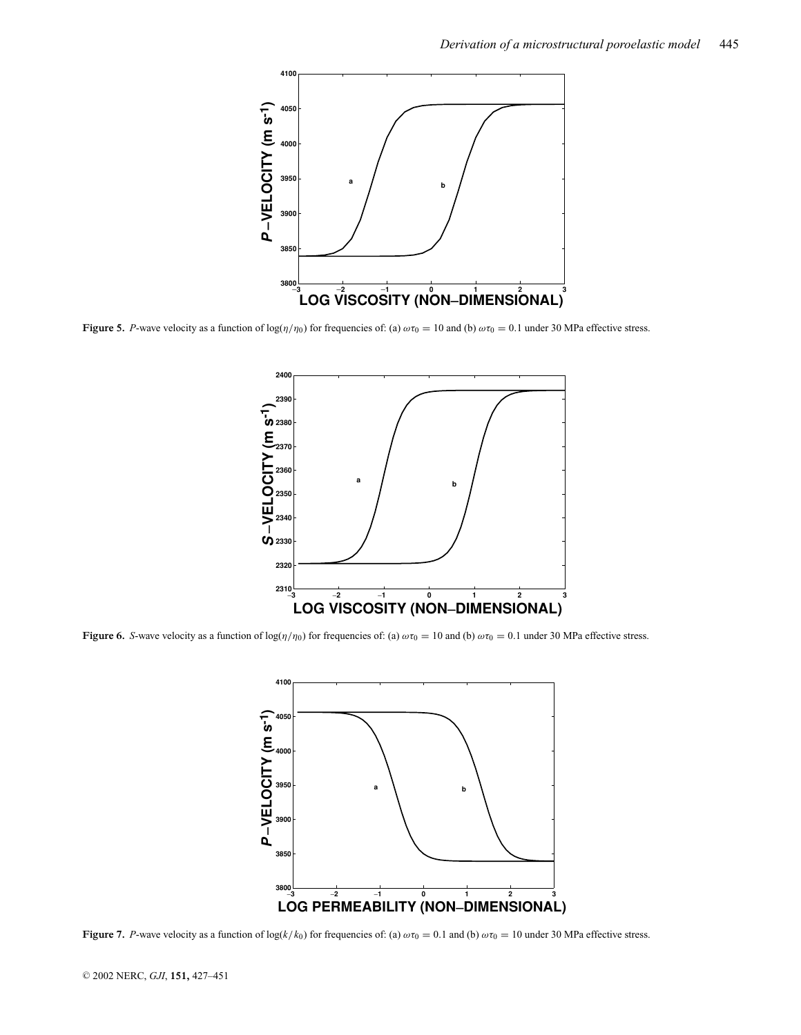**Figure 5.** *P*-wave velocity as a function of $\log(\eta/\eta_0)$ for frequencies of: (a) $\omega\tau_0 = 10$ and (b) $\omega\tau_0 = 0.1$ under 30 MPa effective stress.

**Figure 6.** *S*-wave velocity as a function of $\log(\eta/\eta_0)$ for frequencies of: (a) $\omega\tau_0 = 10$ and (b) $\omega\tau_0 = 0.1$ under 30 MPa effective stress.

**Figure 7.** *P*-wave velocity as a function of $\log(k/k_0)$ for frequencies of: (a) $\omega\tau_0 = 0.1$ and (b) $\omega\tau_0 = 10$ under 30 MPa effective stress.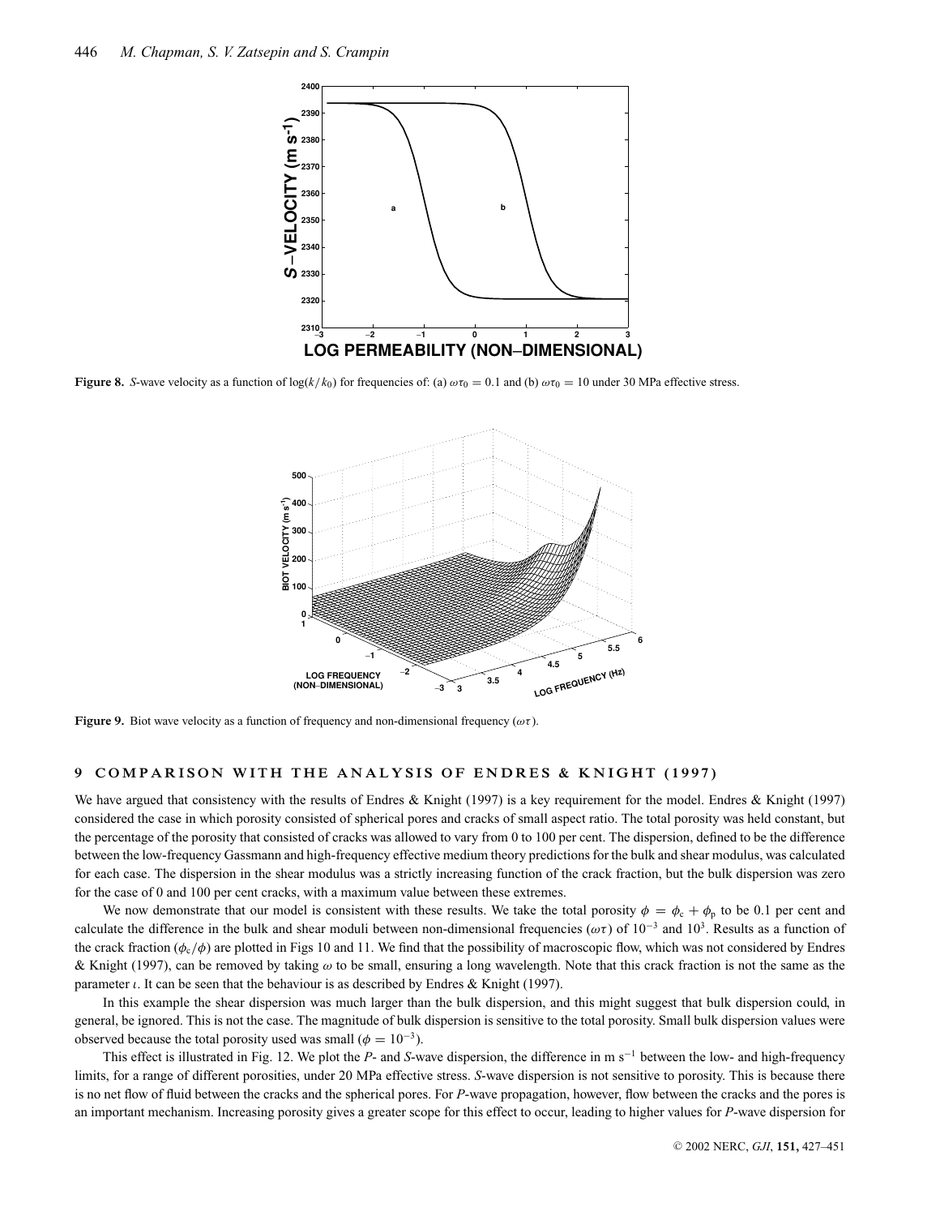**Figure 8.** *S*-wave velocity as a function of $\log(k/k_0)$ for frequencies of: (a) $\omega\tau_0 = 0.1$ and (b) $\omega\tau_0 = 10$ under 30 MPa effective stress.

**Figure 9.** Biot wave velocity as a function of frequency and non-dimensional frequency ($\omega\tau$).

## 9 COMPARISON WITH THE ANALYSIS OF ENDRES & KNIGHT (1997)

We have argued that consistency with the results of Endres & Knight (1997) is a key requirement for the model. Endres & Knight (1997) considered the case in which porosity consisted of spherical pores and cracks of small aspect ratio. The total porosity was held constant, but the percentage of the porosity that consisted of cracks was allowed to vary from 0 to 100 per cent. The dispersion, defined to be the difference between the low-frequency Gassmann and high-frequency effective medium theory predictions for the bulk and shear modulus, was calculated for each case. The dispersion in the shear modulus was a strictly increasing function of the crack fraction, but the bulk dispersion was zero for the case of 0 and 100 per cent cracks, with a maximum value between these extremes.

We now demonstrate that our model is consistent with these results. We take the total porosity $\phi = \phi_c + \phi_p$ to be 0.1 per cent and calculate the difference in the bulk and shear moduli between non-dimensional frequencies ($\omega\tau$) of $10^{-3}$ and $10^3$. Results as a function of the crack fraction ($\phi_c/\phi$) are plotted in Figs 10 and 11. We find that the possibility of macroscopic flow, which was not considered by Endres & Knight (1997), can be removed by taking $\omega$ to be small, ensuring a long wavelength. Note that this crack fraction is not the same as the parameter $\iota$. It can be seen that the behaviour is as described by Endres & Knight (1997).

In this example the shear dispersion was much larger than the bulk dispersion, and this might suggest that bulk dispersion could, in general, be ignored. This is not the case. The magnitude of bulk dispersion is sensitive to the total porosity. Small bulk dispersion values were observed because the total porosity used was small ($\phi = 10^{-3}$).

This effect is illustrated in Fig. 12. We plot the *P*- and *S*-wave dispersion, the difference in m s$^{-1}$ between the low- and high-frequency limits, for a range of different porosities, under 20 MPa effective stress. *S*-wave dispersion is not sensitive to porosity. This is because there is no net flow of fluid between the cracks and the spherical pores. For *P*-wave propagation, however, flow between the cracks and the pores is an important mechanism. Increasing porosity gives a greater scope for this effect to occur, leading to higher values for *P*-wave dispersion for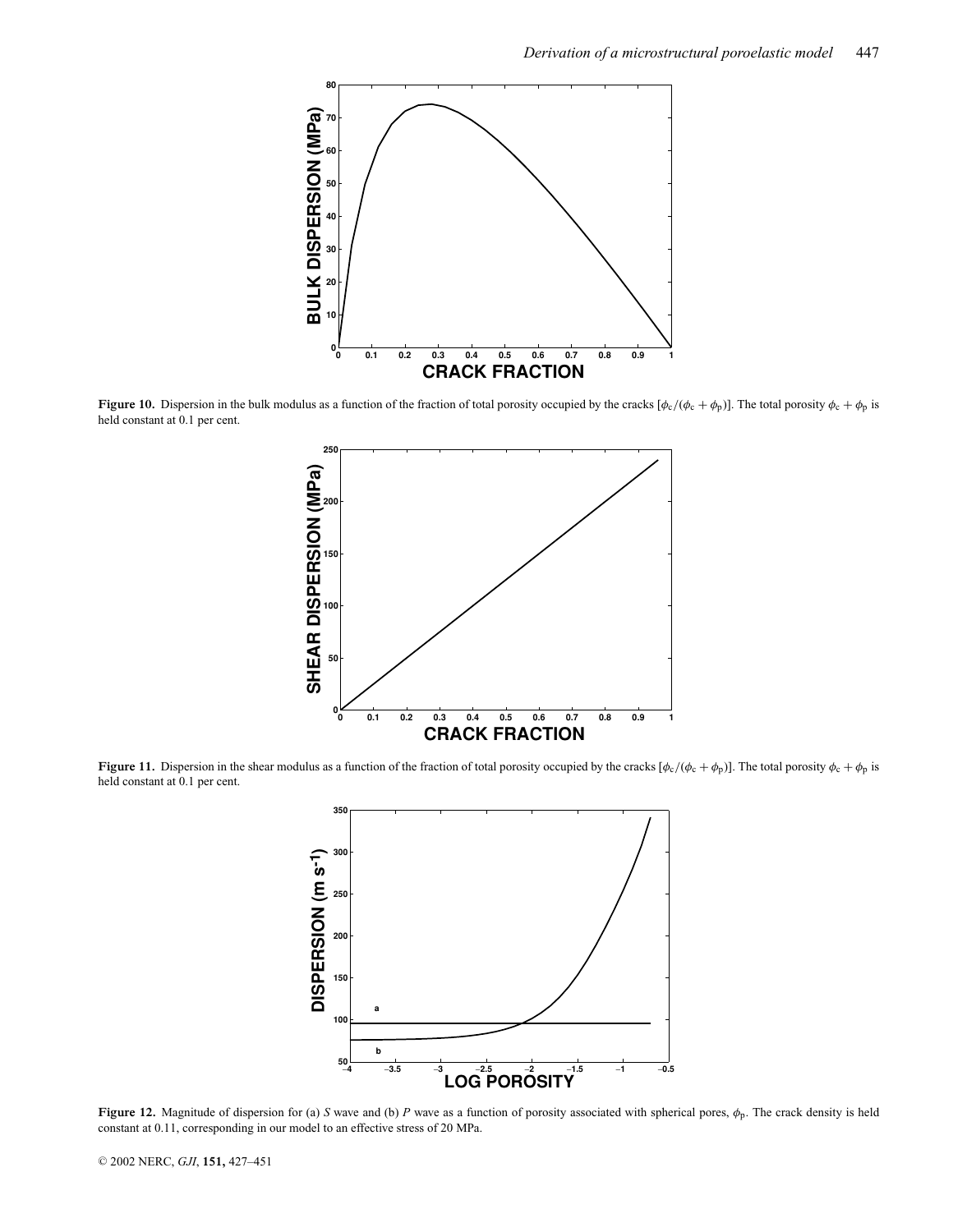**Figure 10.** Dispersion in the bulk modulus as a function of the fraction of total porosity occupied by the cracks $[\phi_c/(\phi_c + \phi_p)]$. The total porosity $\phi_c + \phi_p$ is held constant at 0.1 per cent.

**Figure 11.** Dispersion in the shear modulus as a function of the fraction of total porosity occupied by the cracks $[\phi_c/(\phi_c + \phi_p)]$. The total porosity $\phi_c + \phi_p$ is held constant at 0.1 per cent.

**Figure 12.** Magnitude of dispersion for (a) *S* wave and (b) *P* wave as a function of porosity associated with spherical pores, $\phi_p$. The crack density is held constant at 0.11, corresponding in our model to an effective stress of 20 MPa.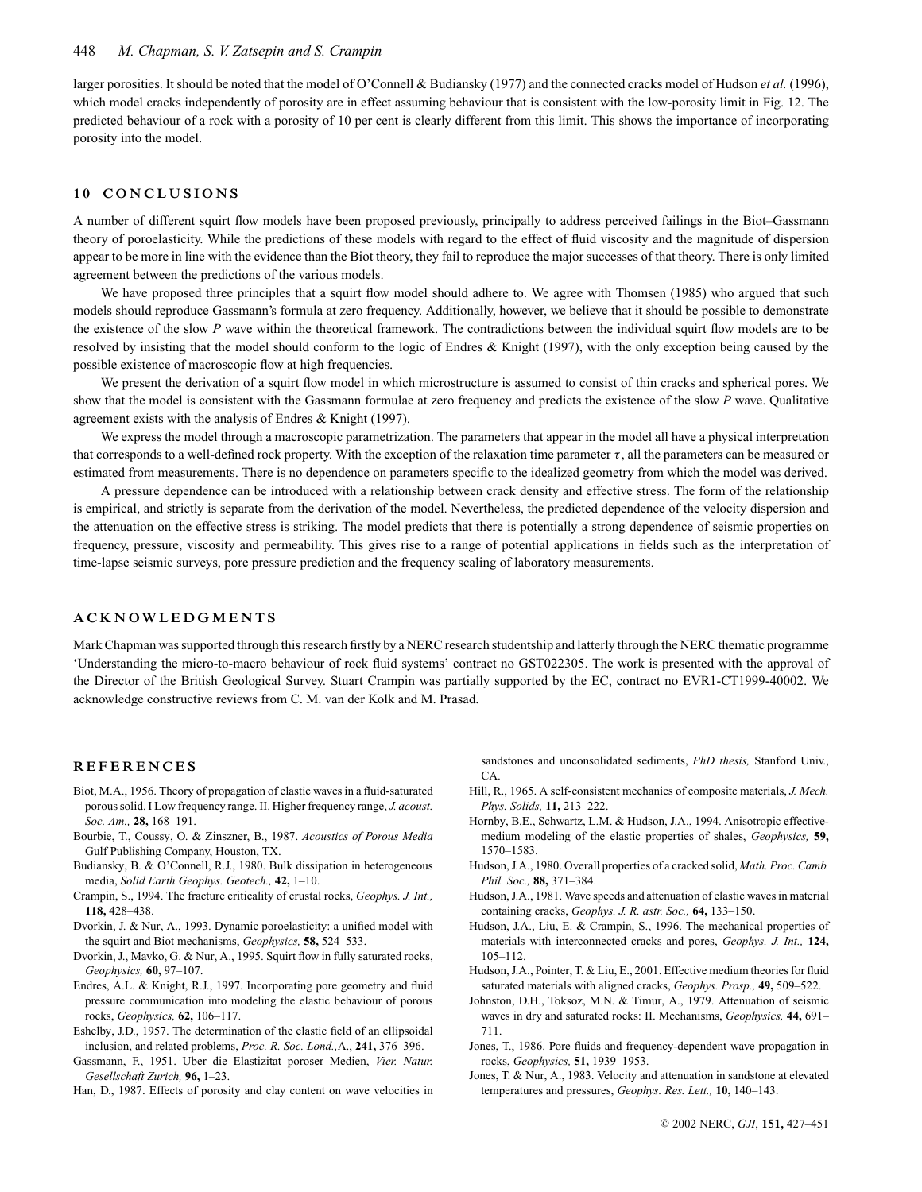larger porosities. It should be noted that the model of O'Connell & Budiansky (1977) and the connected cracks model of Hudson *et al.* (1996), which model cracks independently of porosity are in effect assuming behaviour that is consistent with the low-porosity limit in Fig. 12. The predicted behaviour of a rock with a porosity of 10 per cent is clearly different from this limit. This shows the importance of incorporating porosity into the model.

## 10 CONCLUSIONS

A number of different squirt flow models have been proposed previously, principally to address perceived failings in the Biot–Gassmann theory of poroelasticity. While the predictions of these models with regard to the effect of fluid viscosity and the magnitude of dispersion appear to be more in line with the evidence than the Biot theory, they fail to reproduce the major successes of that theory. There is only limited agreement between the predictions of the various models.

We have proposed three principles that a squirt flow model should adhere to. We agree with Thomsen (1985) who argued that such models should reproduce Gassmann's formula at zero frequency. Additionally, however, we believe that it should be possible to demonstrate the existence of the slow *P* wave within the theoretical framework. The contradictions between the individual squirt flow models are to be resolved by insisting that the model should conform to the logic of Endres & Knight (1997), with the only exception being caused by the possible existence of macroscopic flow at high frequencies.

We present the derivation of a squirt flow model in which microstructure is assumed to consist of thin cracks and spherical pores. We show that the model is consistent with the Gassmann formulae at zero frequency and predicts the existence of the slow *P* wave. Qualitative agreement exists with the analysis of Endres & Knight (1997).

We express the model through a macroscopic parametrization. The parameters that appear in the model all have a physical interpretation that corresponds to a well-defined rock property. With the exception of the relaxation time parameter $\tau$, all the parameters can be measured or estimated from measurements. There is no dependence on parameters specific to the idealized geometry from which the model was derived.

A pressure dependence can be introduced with a relationship between crack density and effective stress. The form of the relationship is empirical, and strictly is separate from the derivation of the model. Nevertheless, the predicted dependence of the velocity dispersion and the attenuation on the effective stress is striking. The model predicts that there is potentially a strong dependence of seismic properties on frequency, pressure, viscosity and permeability. This gives rise to a range of potential applications in fields such as the interpretation of time-lapse seismic surveys, pore pressure prediction and the frequency scaling of laboratory measurements.

## ACKNOWLEDGMENTS

Mark Chapman was supported through this research firstly by a NERC research studentship and latterly through the NERC thematic programme 'Understanding the micro-to-macro behaviour of rock fluid systems' contract no GST022305. The work is presented with the approval of the Director of the British Geological Survey. Stuart Crampin was partially supported by the EC, contract no EVR1-CT1999-40002. We acknowledge constructive reviews from C. M. van der Kolk and M. Prasad.

## REFERENCES

Biot, M.A., 1956. Theory of propagation of elastic waves in a fluid-saturated porous solid. I Low frequency range. II. Higher frequency range, *J. acoust. Soc. Am.,* **28,** 168–191.

Bourbie, T., Coussy, O. & Zinszner, B., 1987. *Acoustics of Porous Media* Gulf Publishing Company, Houston, TX.

Budiansky, B. & O'Connell, R.J., 1980. Bulk dissipation in heterogeneous media, *Solid Earth Geophys. Geotech.,* **42,** 1–10.

Crampin, S., 1994. The fracture criticality of crustal rocks, *Geophys. J. Int.,* **118,** 428–438.

Dvorkin, J. & Nur, A., 1993. Dynamic poroelasticity: a unified model with the squirt and Biot mechanisms, *Geophysics,* **58,** 524–533.

Dvorkin, J., Mavko, G. & Nur, A., 1995. Squirt flow in fully saturated rocks, *Geophysics,* **60,** 97–107.

Endres, A.L. & Knight, R.J., 1997. Incorporating pore geometry and fluid pressure communication into modeling the elastic behaviour of porous rocks, *Geophysics,* **62,** 106–117.

Eshelby, J.D., 1957. The determination of the elastic field of an ellipsoidal inclusion, and related problems, *Proc. R. Soc. Lond.,*A., **241,** 376–396.

Gassmann, F., 1951. Uber die Elastizitat poroser Medien, *Vier. Natur. Gesellschaft Zurich,* **96,** 1–23.

Han, D., 1987. Effects of porosity and clay content on wave velocities in sandstones and unconsolidated sediments, *PhD thesis,* Stanford Univ., CA.

Hill, R., 1965. A self-consistent mechanics of composite materials, *J. Mech. Phys. Solids,* **11,** 213–222.

Hornby, B.E., Schwartz, L.M. & Hudson, J.A., 1994. Anisotropic effective-medium modeling of the elastic properties of shales, *Geophysics,* **59,** 1570–1583.

Hudson, J.A., 1980. Overall properties of a cracked solid, *Math. Proc. Camb. Phil. Soc.,* **88,** 371–384.

Hudson, J.A., 1981. Wave speeds and attenuation of elastic waves in material containing cracks, *Geophys. J. R. astr. Soc.,* **64,** 133–150.

Hudson, J.A., Liu, E. & Crampin, S., 1996. The mechanical properties of materials with interconnected cracks and pores, *Geophys. J. Int.,* **124,** 105–112.

Hudson, J.A., Pointer, T. & Liu, E., 2001. Effective medium theories for fluid saturated materials with aligned cracks, *Geophys. Prosp.,* **49,** 509–522.

Johnston, D.H., Toksoz, M.N. & Timur, A., 1979. Attenuation of seismic waves in dry and saturated rocks: II. Mechanisms, *Geophysics,* **44,** 691–711.

Jones, T., 1986. Pore fluids and frequency-dependent wave propagation in rocks, *Geophysics,* **51,** 1939–1953.

Jones, T. & Nur, A., 1983. Velocity and attenuation in sandstone at elevated temperatures and pressures, *Geophys. Res. Lett.,* **10,** 140–143.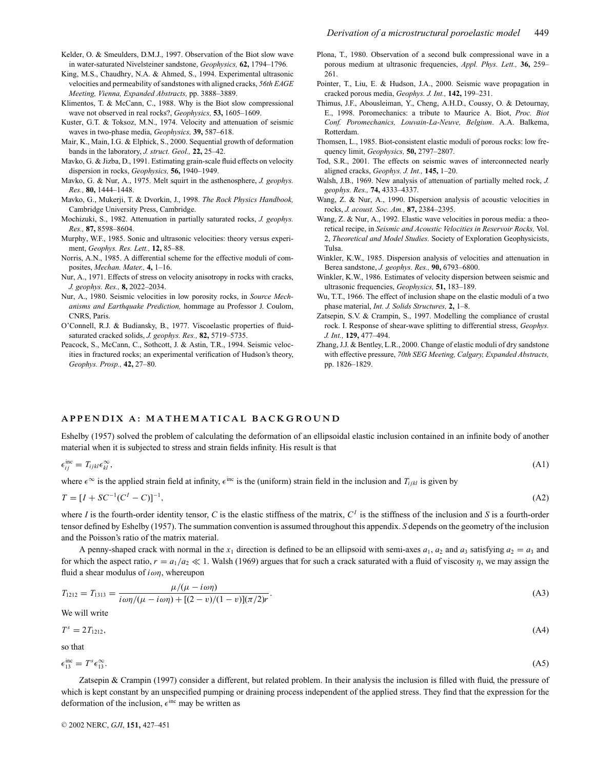Kelder, O. & Smeulders, D.M.J., 1997. Observation of the Biot slow wave in water-saturated Nivelsteiner sandstone, *Geophysics,* **62,** 1794–1796.

King, M.S., Chaudhry, N.A. & Ahmed, S., 1994. Experimental ultrasonic velocities and permeability of sandstones with aligned cracks, *56th EAGE Meeting, Vienna, Expanded Abstracts,* pp. 3888–3889.

Klimentos, T. & McCann, C., 1988. Why is the Biot slow compressional wave not observed in real rocks?, *Geophysics,* **53,** 1605–1609.

Kuster, G.T. & Toksoz, M.N., 1974. Velocity and attenuation of seismic waves in two-phase media, *Geophysics,* **39,** 587–618.

Mair, K., Main, I.G. & Elphick, S., 2000. Sequential growth of deformation bands in the laboratory, *J. struct. Geol.,* **22,** 25–42.

Mavko, G. & Jizba, D., 1991. Estimating grain-scale fluid effects on velocity dispersion in rocks, *Geophysics,* **56,** 1940–1949.

Mavko, G. & Nur, A., 1975. Melt squirt in the asthenosphere, *J. geophys. Res.,* **80,** 1444–1448.

Mavko, G., Mukerji, T. & Dvorkin, J., 1998. *The Rock Physics Handbook,* Cambridge University Press, Cambridge.

Mochizuki, S., 1982. Attenuation in partially saturated rocks, *J. geophys. Res.,* **87,** 8598–8604.

Murphy, W.F., 1985. Sonic and ultrasonic velocities: theory versus experiment, *Geophys. Res. Lett.,* **12,** 85–88.

Norris, A.N., 1985. A differential scheme for the effective moduli of composites, *Mechan. Mater.,* **4,** 1–16.

Nur, A., 1971. Effects of stress on velocity anisotropy in rocks with cracks, *J. geophys. Res.,* **8,** 2022–2034.

Nur, A., 1980. Seismic velocities in low porosity rocks, in *Source Mechanisms and Earthquake Prediction,* hommage au Professor J. Coulom, CNRS, Paris.

O'Connell, R.J. & Budiansky, B., 1977. Viscoelastic properties of fluid-saturated cracked solids, *J. geophys. Res.,* **82,** 5719–5735.

Peacock, S., McCann, C., Sothcott, J. & Astin, T.R., 1994. Seismic velocities in fractured rocks; an experimental verification of Hudson's theory, *Geophys. Prosp.,* **42,** 27–80.

Plona, T., 1980. Observation of a second bulk compressional wave in a porous medium at ultrasonic frequencies, *Appl. Phys. Lett.,* **36,** 259–261.

Pointer, T., Liu, E. & Hudson, J.A., 2000. Seismic wave propagation in cracked porous media, *Geophys. J. Int.,* **142,** 199–231.

Thimus, J.F., Abousleiman, Y., Cheng, A.H.D., Coussy, O. & Detournay, E., 1998. Poromechanics: a tribute to Maurice A. Biot, *Proc. Biot Conf. Poromechanics, Louvain-La-Neuve, Belgium*. A.A. Balkema, Rotterdam.

Thomsen, L., 1985. Biot-consistent elastic moduli of porous rocks: low frequency limit, *Geophysics,* **50,** 2797–2807.

Tod, S.R., 2001. The effects on seismic waves of interconnected nearly aligned cracks, *Geophys. J. Int.,* **145,** 1–20.

Walsh, J.B., 1969. New analysis of attenuation of partially melted rock, *J. geophys. Res.,* **74,** 4333–4337.

Wang, Z. & Nur, A., 1990. Dispersion analysis of acoustic velocities in rocks, *J. acoust. Soc. Am.,* **87,** 2384–2395.

Wang, Z. & Nur, A., 1992. Elastic wave velocities in porous media: a theoretical recipe, in *Seismic and Acoustic Velocities in Reservoir Rocks,* Vol. 2, *Theoretical and Model Studies.* Society of Exploration Geophysicists, Tulsa.

Winkler, K.W., 1985. Dispersion analysis of velocities and attenuation in Berea sandstone, *J. geophys. Res.,* **90,** 6793–6800.

Winkler, K.W., 1986. Estimates of velocity dispersion between seismic and ultrasonic frequencies, *Geophysics,* **51,** 183–189.

Wu, T.T., 1966. The effect of inclusion shape on the elastic moduli of a two phase material, *Int. J. Solids Structures,* **2,** 1–8.

Zatsepin, S.V. & Crampin, S., 1997. Modelling the compliance of crustal rock. I. Response of shear-wave splitting to differential stress, *Geophys. J. Int.,* **129,** 477–494.

Zhang, J.J. & Bentley, L.R., 2000. Change of elastic moduli of dry sandstone with effective pressure, *70th SEG Meeting, Calgary, Expanded Abstracts,* pp. 1826–1829.

## APPENDIX A: MATHEMATICAL BACKGROUND

Eshelby (1957) solved the problem of calculating the deformation of an ellipsoidal elastic inclusion contained in an infinite body of another material when it is subjected to stress and strain fields infinity. His result is that

$$\epsilon_{ij}^{\text{inc}} = T_{ijkl}\epsilon_{kl}^{\infty}, \tag{A1}$$

where $\epsilon^{\infty}$ is the applied strain field at infinity, $\epsilon^{\text{inc}}$ is the (uniform) strain field in the inclusion and $T_{ijkl}$ is given by

$$T = [I + SC^{-1}(C^{I} - C)]^{-1}, \tag{A2}$$

where $I$ is the fourth-order identity tensor, $C$ is the elastic stiffness of the matrix, $C^{I}$ is the stiffness of the inclusion and $S$ is a fourth-order tensor defined by Eshelby (1957). The summation convention is assumed throughout this appendix. $S$ depends on the geometry of the inclusion and the Poisson's ratio of the matrix material.

A penny-shaped crack with normal in the $x_1$ direction is defined to be an ellipsoid with semi-axes $a_1$, $a_2$ and $a_3$ satisfying $a_2 = a_3$ and for which the aspect ratio, $r = a_1/a_2 \ll 1$. Walsh (1969) argues that for such a crack saturated with a fluid of viscosity $\eta$, we may assign the fluid a shear modulus of $i\omega\eta$, whereupon

$$T_{1212} = T_{1313} = \frac{\mu/(\mu - i\omega\eta)}{i\omega\eta/(\mu - i\omega\eta) + [(2-v)/(1-v)](\pi/2)r}. \tag{A3}$$

We will write

$$T^{s} = 2T_{1212}, \tag{A4}$$

so that

$$\epsilon_{13}^{\text{inc}} = T^{s}\epsilon_{13}^{\infty}. \tag{A5}$$

Zatsepin & Crampin (1997) consider a different, but related problem. In their analysis the inclusion is filled with fluid, the pressure of which is kept constant by an unspecified pumping or draining process independent of the applied stress. They find that the expression for the deformation of the inclusion, $\epsilon^{\text{inc}}$ may be written as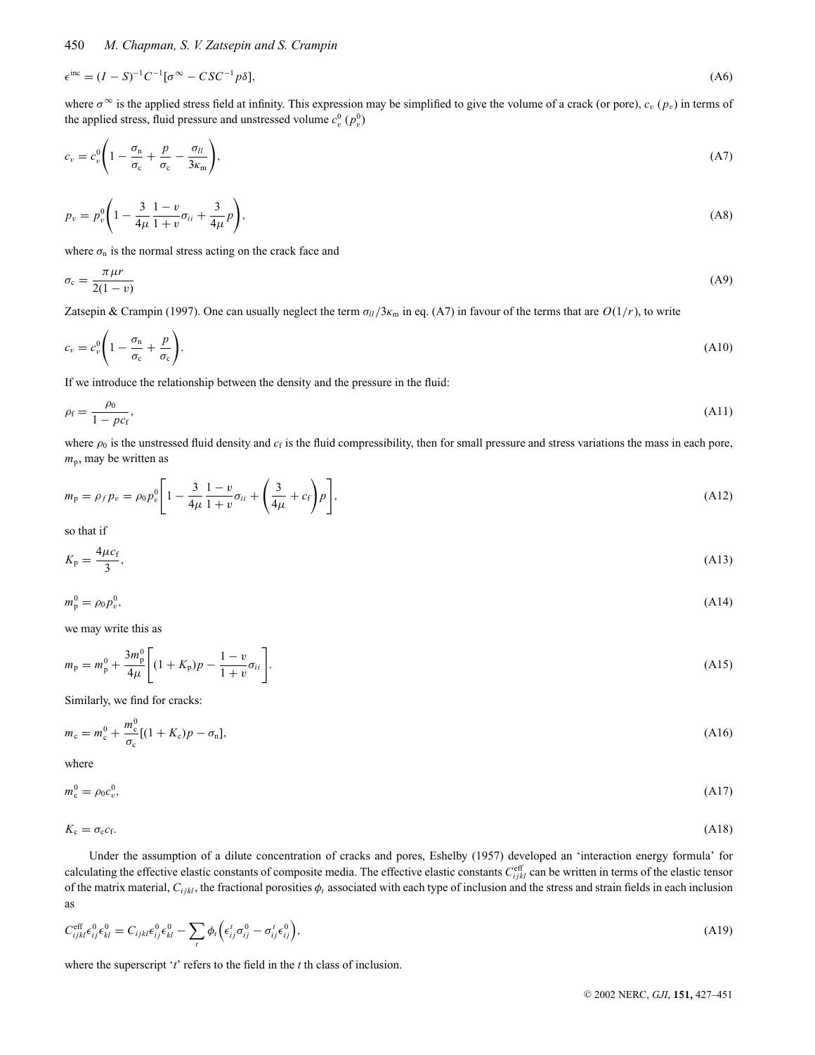$$\epsilon^{\text{inc}} = (I - S)^{-1} C^{-1} [\sigma^{\infty} - CSC^{-1} p \delta], \tag{A6}$$

where $\sigma^{\infty}$ is the applied stress field at infinity. This expression may be simplified to give the volume of a crack (or pore), $c_v$ ($p_v$) in terms of the applied stress, fluid pressure and unstressed volume $c_v^0$ ($p_v^0$)

$$c_v = c_v^0 \left( 1 - \frac{\sigma_{\text{n}}}{\sigma_{\text{c}}} + \frac{p}{\sigma_{\text{c}}} - \frac{\sigma_{ll}}{3\kappa_{\text{m}}} \right), \tag{A7}$$

$$p_v = p_v^0 \left( 1 - \frac{3}{4\mu} \frac{1 - v}{1 + v} \sigma_{ii} + \frac{3}{4\mu} p \right), \tag{A8}$$

where $\sigma_{\text{n}}$ is the normal stress acting on the crack face and

$$\sigma_{\text{c}} = \frac{\pi \mu r}{2(1 - v)} \tag{A9}$$

Zatsepin & Crampin (1997). One can usually neglect the term $\sigma_{ll}/3\kappa_{\text{m}}$ in eq. (A7) in favour of the terms that are $O(1/r)$, to write

$$c_v = c_v^0 \left( 1 - \frac{\sigma_{\text{n}}}{\sigma_{\text{c}}} + \frac{p}{\sigma_{\text{c}}} \right). \tag{A10}$$

If we introduce the relationship between the density and the pressure in the fluid:

$$\rho_{\text{f}} = \frac{\rho_0}{1 - p c_{\text{f}}}, \tag{A11}$$

where $\rho_0$ is the unstressed fluid density and $c_{\text{f}}$ is the fluid compressibility, then for small pressure and stress variations the mass in each pore, $m_{\text{p}}$, may be written as

$$m_{\text{p}} = \rho_f p_v = \rho_0 p_v^0 \left[ 1 - \frac{3}{4\mu} \frac{1 - v}{1 + v} \sigma_{ii} + \left( \frac{3}{4\mu} + c_{\text{f}} \right) p \right], \tag{A12}$$

so that if

$$K_{\text{p}} = \frac{4\mu c_{\text{f}}}{3}, \tag{A13}$$

$$m_{\text{p}}^0 = \rho_0 p_v^0, \tag{A14}$$

we may write this as

$$m_{\text{p}} = m_{\text{p}}^0 + \frac{3 m_{\text{p}}^0}{4\mu} \left[ (1 + K_{\text{p}}) p - \frac{1 - v}{1 + v} \sigma_{ii} \right]. \tag{A15}$$

Similarly, we find for cracks:

$$m_{\text{c}} = m_{\text{c}}^0 + \frac{m_{\text{c}}^0}{\sigma_{\text{c}}} [(1 + K_{\text{c}}) p - \sigma_{\text{n}}], \tag{A16}$$

where

$$m_{\text{c}}^0 = \rho_0 c_v^0, \tag{A17}$$

$$K_{\text{c}} = \sigma_{\text{c}} c_{\text{f}}. \tag{A18}$$

Under the assumption of a dilute concentration of cracks and pores, Eshelby (1957) developed an 'interaction energy formula' for calculating the effective elastic constants of composite media. The effective elastic constants $C_{ijkl}^{\text{eff}}$ can be written in terms of the elastic tensor of the matrix material, $C_{ijkl}$, the fractional porosities $\phi_t$ associated with each type of inclusion and the stress and strain fields in each inclusion as

$$C_{ijkl}^{\text{eff}} \epsilon_{ij}^0 \epsilon_{kl}^0 = C_{ijkl} \epsilon_{ij}^0 \epsilon_{kl}^0 - \sum_t \phi_t \left( \epsilon_{ij}^t \sigma_{ij}^0 - \sigma_{ij}^t \epsilon_{ij}^0 \right), \tag{A19}$$

where the superscript '$t$' refers to the field in the $t$ th class of inclusion.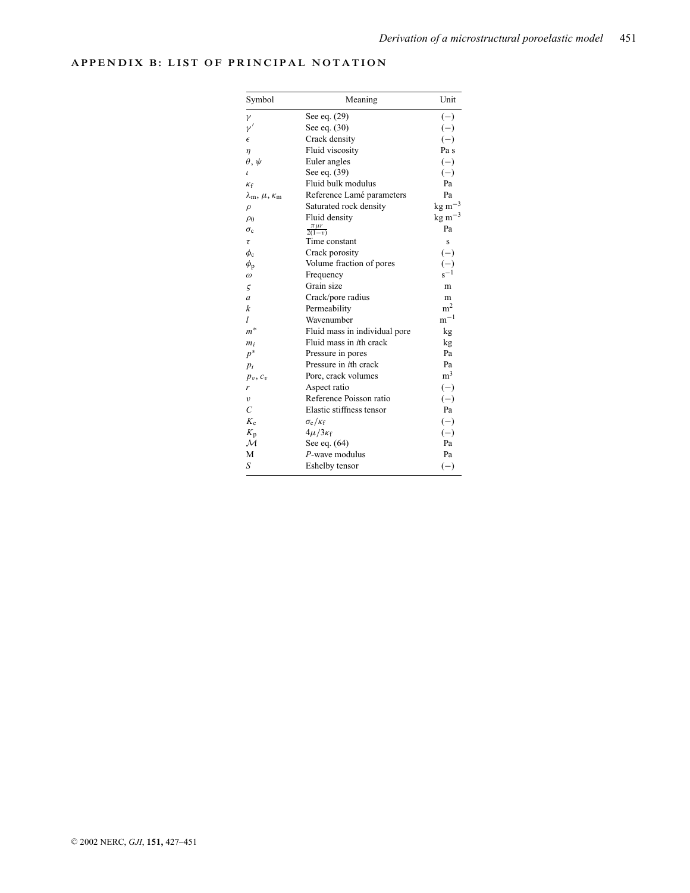## APPENDIX B: LIST OF PRINCIPAL NOTATION

| Symbol | Meaning | Unit |
|---|---|---|
| $\gamma$ | See eq. (29) | $(-)$ |
| $\gamma'$ | See eq. (30) | $(-)$ |
| $\epsilon$ | Crack density | $(-)$ |
| $\eta$ | Fluid viscosity | Pa s |
| $\theta$, $\psi$ | Euler angles | $(-)$ |
| $\iota$ | See eq. (39) | $(-)$ |
| $\kappa_f$ | Fluid bulk modulus | Pa |
| $\lambda_m$, $\mu$, $\kappa_m$ | Reference Lamé parameters | Pa |
| $\rho$ | Saturated rock density | kg m$^{-3}$ |
| $\rho_0$ | Fluid density | kg m$^{-3}$ |
| $\sigma_c$ | $\frac{\pi \mu r}{2(1-\upsilon)}$ | Pa |
| $\tau$ | Time constant | s |
| $\phi_c$ | Crack porosity | $(-)$ |
| $\phi_p$ | Volume fraction of pores | $(-)$ |
| $\omega$ | Frequency | s$^{-1}$ |
| $\varsigma$ | Grain size | m |
| $a$ | Crack/pore radius | m |
| $k$ | Permeability | m$^2$ |
| $l$ | Wavenumber | m$^{-1}$ |
| $m^*$ | Fluid mass in individual pore | kg |
| $m_i$ | Fluid mass in $i$th crack | kg |
| $p^*$ | Pressure in pores | Pa |
| $p_i$ | Pressure in $i$th crack | Pa |
| $p_v$, $c_v$ | Pore, crack volumes | m$^3$ |
| $r$ | Aspect ratio | $(-)$ |
| $\upsilon$ | Reference Poisson ratio | $(-)$ |
| $C$ | Elastic stiffness tensor | Pa |
| $K_c$ | $\sigma_c/\kappa_f$ | $(-)$ |
| $K_p$ | $4\mu/3\kappa_f$ | $(-)$ |
| $\mathcal{M}$ | See eq. (64) | Pa |
| M | $P$-wave modulus | Pa |
| $S$ | Eshelby tensor | $(-)$ |